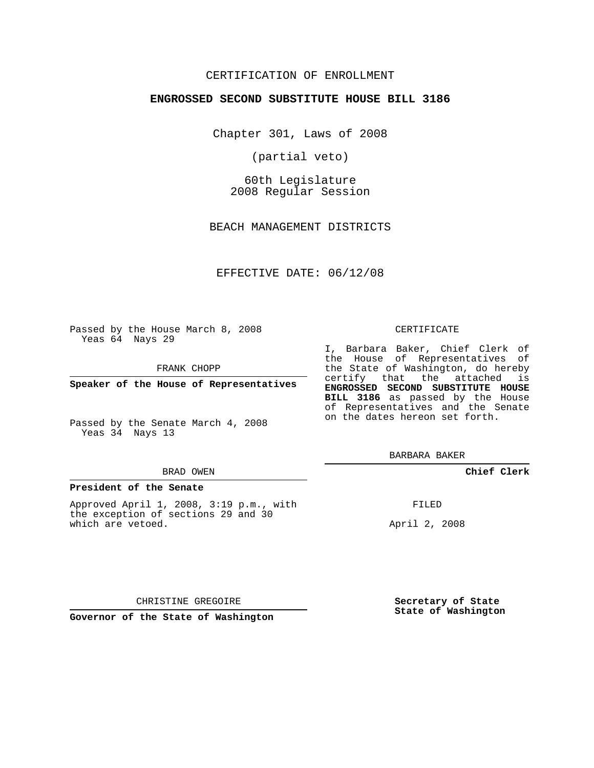CERTIFICATION OF ENROLLMENT

**ENGROSSED SECOND SUBSTITUTE HOUSE BILL 3186**

Chapter 301, Laws of 2008

(partial veto)

60th Legislature
2008 Regular Session

BEACH MANAGEMENT DISTRICTS

EFFECTIVE DATE: 06/12/08

Passed by the House March 8, 2008
Yeas 64 Nays 29

FRANK CHOPP

**Speaker of the House of Representatives**

Passed by the Senate March 4, 2008
Yeas 34 Nays 13

BRAD OWEN

**President of the Senate**

Approved April 1, 2008, 3:19 p.m., with the exception of sections 29 and 30 which are vetoed.

CHRISTINE GREGOIRE

**Governor of the State of Washington**

CERTIFICATE

I, Barbara Baker, Chief Clerk of the House of Representatives of the State of Washington, do hereby certify that the attached is **ENGROSSED SECOND SUBSTITUTE HOUSE BILL 3186** as passed by the House of Representatives and the Senate on the dates hereon set forth.

BARBARA BAKER

**Chief Clerk**

FILED

April 2, 2008

**Secretary of State**
**State of Washington**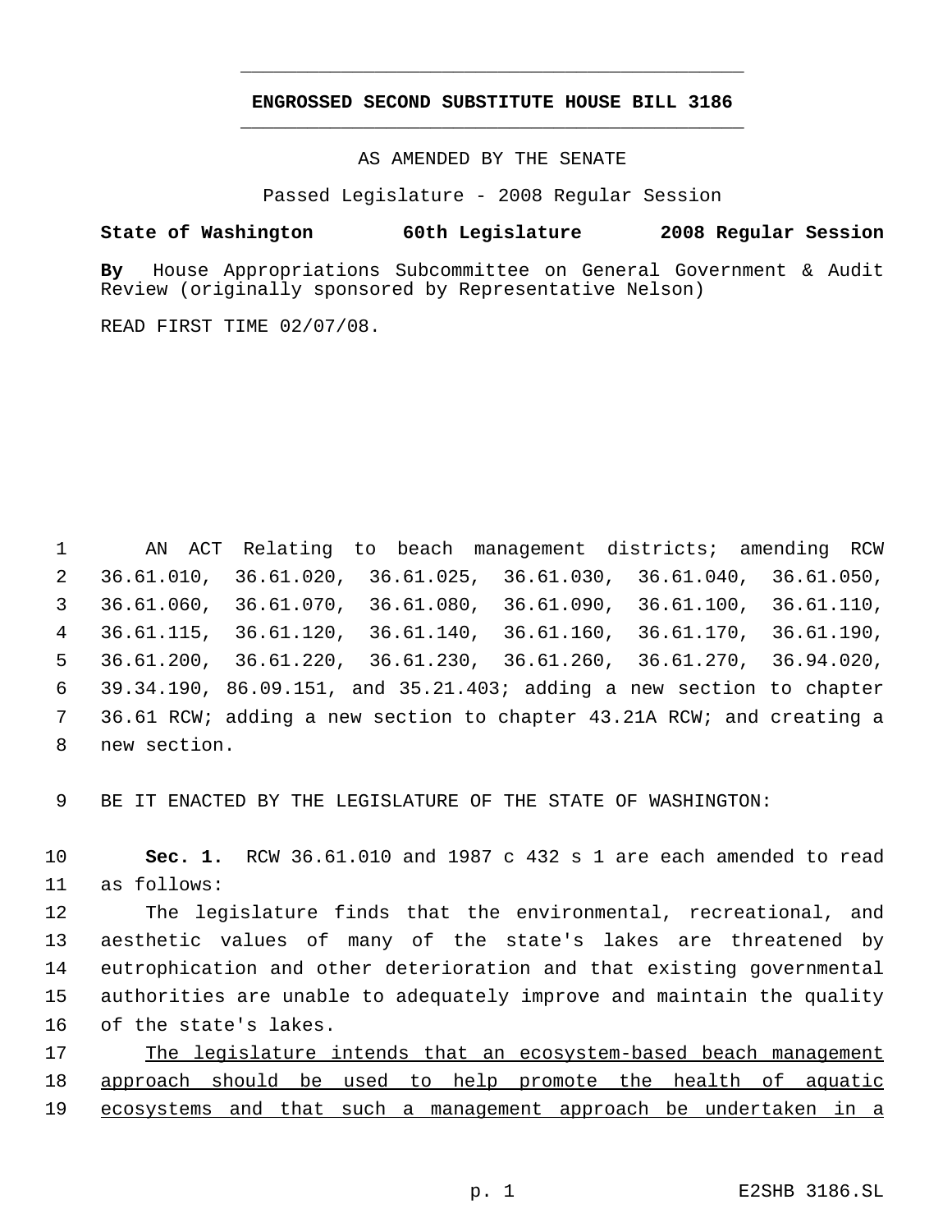**ENGROSSED SECOND SUBSTITUTE HOUSE BILL 3186**

AS AMENDED BY THE SENATE

Passed Legislature - 2008 Regular Session

**State of Washington 60th Legislature 2008 Regular Session**

**By** House Appropriations Subcommittee on General Government & Audit Review (originally sponsored by Representative Nelson)

READ FIRST TIME 02/07/08.

AN ACT Relating to beach management districts; amending RCW 36.61.010, 36.61.020, 36.61.025, 36.61.030, 36.61.040, 36.61.050, 36.61.060, 36.61.070, 36.61.080, 36.61.090, 36.61.100, 36.61.110, 36.61.115, 36.61.120, 36.61.140, 36.61.160, 36.61.170, 36.61.190, 36.61.200, 36.61.220, 36.61.230, 36.61.260, 36.61.270, 36.94.020, 39.34.190, 86.09.151, and 35.21.403; adding a new section to chapter 36.61 RCW; adding a new section to chapter 43.21A RCW; and creating a new section.

BE IT ENACTED BY THE LEGISLATURE OF THE STATE OF WASHINGTON:

**Sec. 1.** RCW 36.61.010 and 1987 c 432 s 1 are each amended to read as follows:

The legislature finds that the environmental, recreational, and aesthetic values of many of the state's lakes are threatened by eutrophication and other deterioration and that existing governmental authorities are unable to adequately improve and maintain the quality of the state's lakes.

<u>The legislature intends that an ecosystem-based beach management approach should be used to help promote the health of aquatic ecosystems and that such a management approach be undertaken in a</u>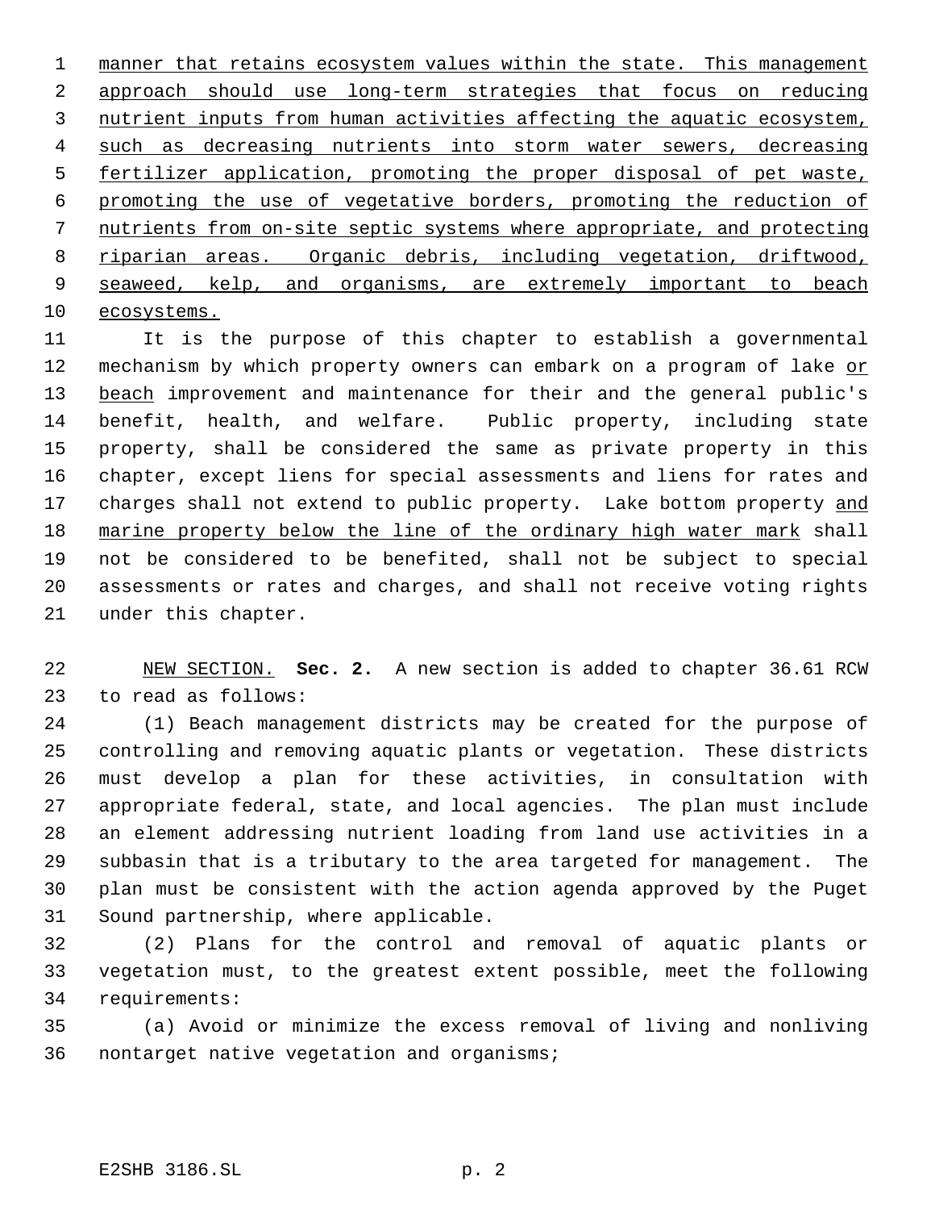manner that retains ecosystem values within the state. This management approach should use long-term strategies that focus on reducing nutrient inputs from human activities affecting the aquatic ecosystem, such as decreasing nutrients into storm water sewers, decreasing fertilizer application, promoting the proper disposal of pet waste, promoting the use of vegetative borders, promoting the reduction of nutrients from on-site septic systems where appropriate, and protecting riparian areas. Organic debris, including vegetation, driftwood, seaweed, kelp, and organisms, are extremely important to beach ecosystems.

It is the purpose of this chapter to establish a governmental mechanism by which property owners can embark on a program of lake or beach improvement and maintenance for their and the general public's benefit, health, and welfare. Public property, including state property, shall be considered the same as private property in this chapter, except liens for special assessments and liens for rates and charges shall not extend to public property. Lake bottom property and marine property below the line of the ordinary high water mark shall not be considered to be benefited, shall not be subject to special assessments or rates and charges, and shall not receive voting rights under this chapter.

NEW SECTION. **Sec. 2.** A new section is added to chapter 36.61 RCW to read as follows:

(1) Beach management districts may be created for the purpose of controlling and removing aquatic plants or vegetation. These districts must develop a plan for these activities, in consultation with appropriate federal, state, and local agencies. The plan must include an element addressing nutrient loading from land use activities in a subbasin that is a tributary to the area targeted for management. The plan must be consistent with the action agenda approved by the Puget Sound partnership, where applicable.

(2) Plans for the control and removal of aquatic plants or vegetation must, to the greatest extent possible, meet the following requirements:

(a) Avoid or minimize the excess removal of living and nonliving nontarget native vegetation and organisms;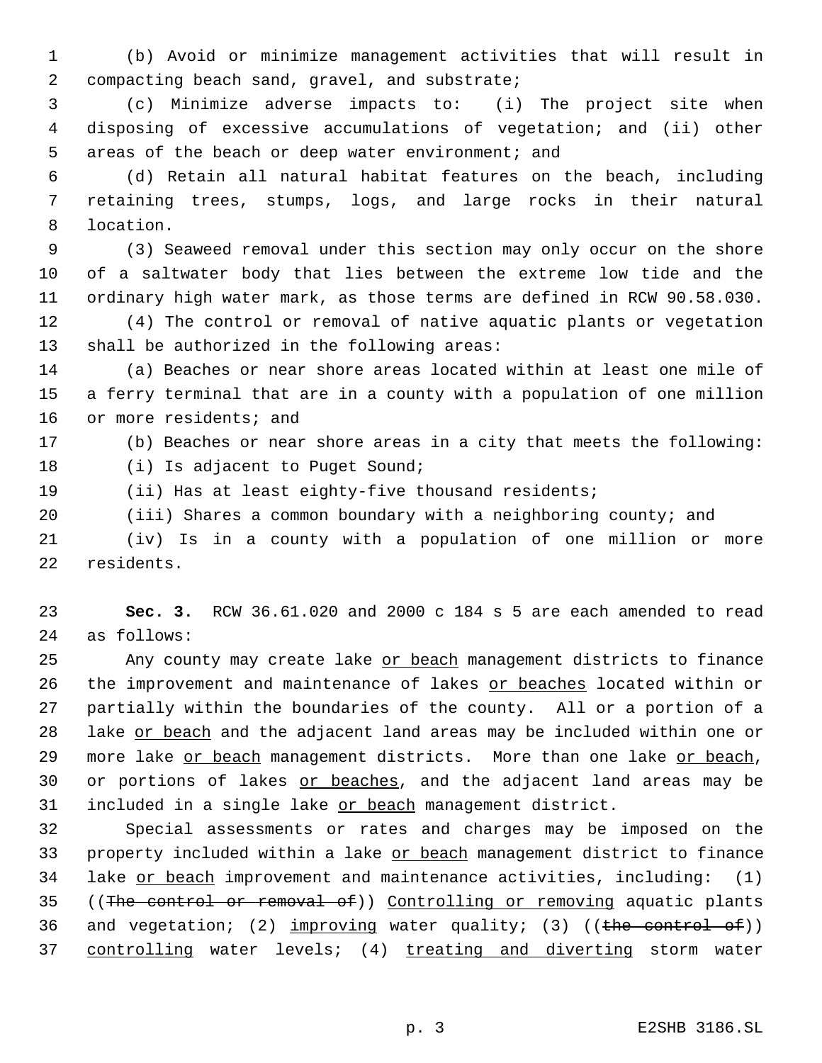(b) Avoid or minimize management activities that will result in compacting beach sand, gravel, and substrate;

(c) Minimize adverse impacts to: (i) The project site when disposing of excessive accumulations of vegetation; and (ii) other areas of the beach or deep water environment; and

(d) Retain all natural habitat features on the beach, including retaining trees, stumps, logs, and large rocks in their natural location.

(3) Seaweed removal under this section may only occur on the shore of a saltwater body that lies between the extreme low tide and the ordinary high water mark, as those terms are defined in RCW 90.58.030.

(4) The control or removal of native aquatic plants or vegetation shall be authorized in the following areas:

(a) Beaches or near shore areas located within at least one mile of a ferry terminal that are in a county with a population of one million or more residents; and

(b) Beaches or near shore areas in a city that meets the following:

(i) Is adjacent to Puget Sound;

(ii) Has at least eighty-five thousand residents;

(iii) Shares a common boundary with a neighboring county; and

(iv) Is in a county with a population of one million or more residents.

**Sec. 3.** RCW 36.61.020 and 2000 c 184 s 5 are each amended to read as follows:

Any county may create lake or beach management districts to finance the improvement and maintenance of lakes or beaches located within or partially within the boundaries of the county. All or a portion of a lake or beach and the adjacent land areas may be included within one or more lake or beach management districts. More than one lake or beach, or portions of lakes or beaches, and the adjacent land areas may be included in a single lake or beach management district.

Special assessments or rates and charges may be imposed on the property included within a lake or beach management district to finance lake or beach improvement and maintenance activities, including: (1) ((~~The control or removal of~~)) Controlling or removing aquatic plants and vegetation; (2) improving water quality; (3) ((~~the control of~~)) controlling water levels; (4) treating and diverting storm water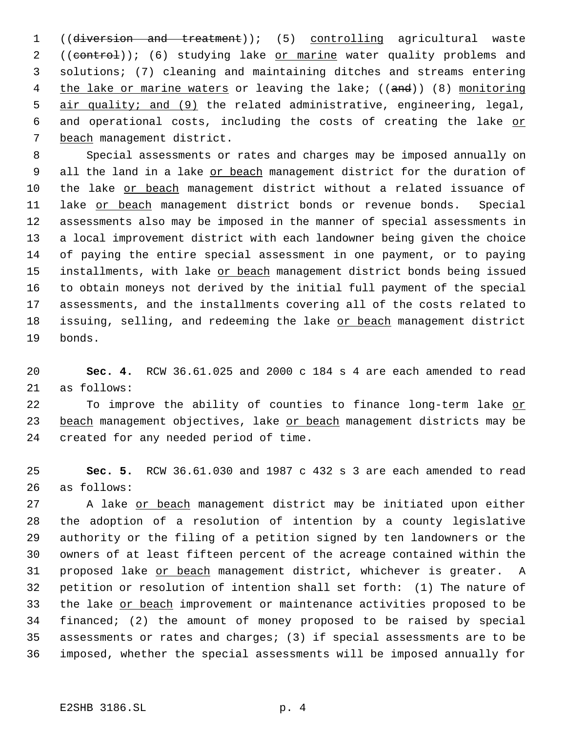((~~diversion and treatment~~)); (5) <u>controlling</u> agricultural waste ((~~control~~)); (6) studying lake <u>or marine</u> water quality problems and solutions; (7) cleaning and maintaining ditches and streams entering <u>the lake or marine waters</u> or leaving the lake; ((~~and~~)) (8) <u>monitoring air quality; and (9)</u> the related administrative, engineering, legal, and operational costs, including the costs of creating the lake <u>or beach</u> management district.

Special assessments or rates and charges may be imposed annually on all the land in a lake <u>or beach</u> management district for the duration of the lake <u>or beach</u> management district without a related issuance of lake <u>or beach</u> management district bonds or revenue bonds. Special assessments also may be imposed in the manner of special assessments in a local improvement district with each landowner being given the choice of paying the entire special assessment in one payment, or to paying installments, with lake <u>or beach</u> management district bonds being issued to obtain moneys not derived by the initial full payment of the special assessments, and the installments covering all of the costs related to issuing, selling, and redeeming the lake <u>or beach</u> management district bonds.

**Sec. 4.** RCW 36.61.025 and 2000 c 184 s 4 are each amended to read as follows:

To improve the ability of counties to finance long-term lake <u>or beach</u> management objectives, lake <u>or beach</u> management districts may be created for any needed period of time.

**Sec. 5.** RCW 36.61.030 and 1987 c 432 s 3 are each amended to read as follows:

A lake <u>or beach</u> management district may be initiated upon either the adoption of a resolution of intention by a county legislative authority or the filing of a petition signed by ten landowners or the owners of at least fifteen percent of the acreage contained within the proposed lake <u>or beach</u> management district, whichever is greater. A petition or resolution of intention shall set forth: (1) The nature of the lake <u>or beach</u> improvement or maintenance activities proposed to be financed; (2) the amount of money proposed to be raised by special assessments or rates and charges; (3) if special assessments are to be imposed, whether the special assessments will be imposed annually for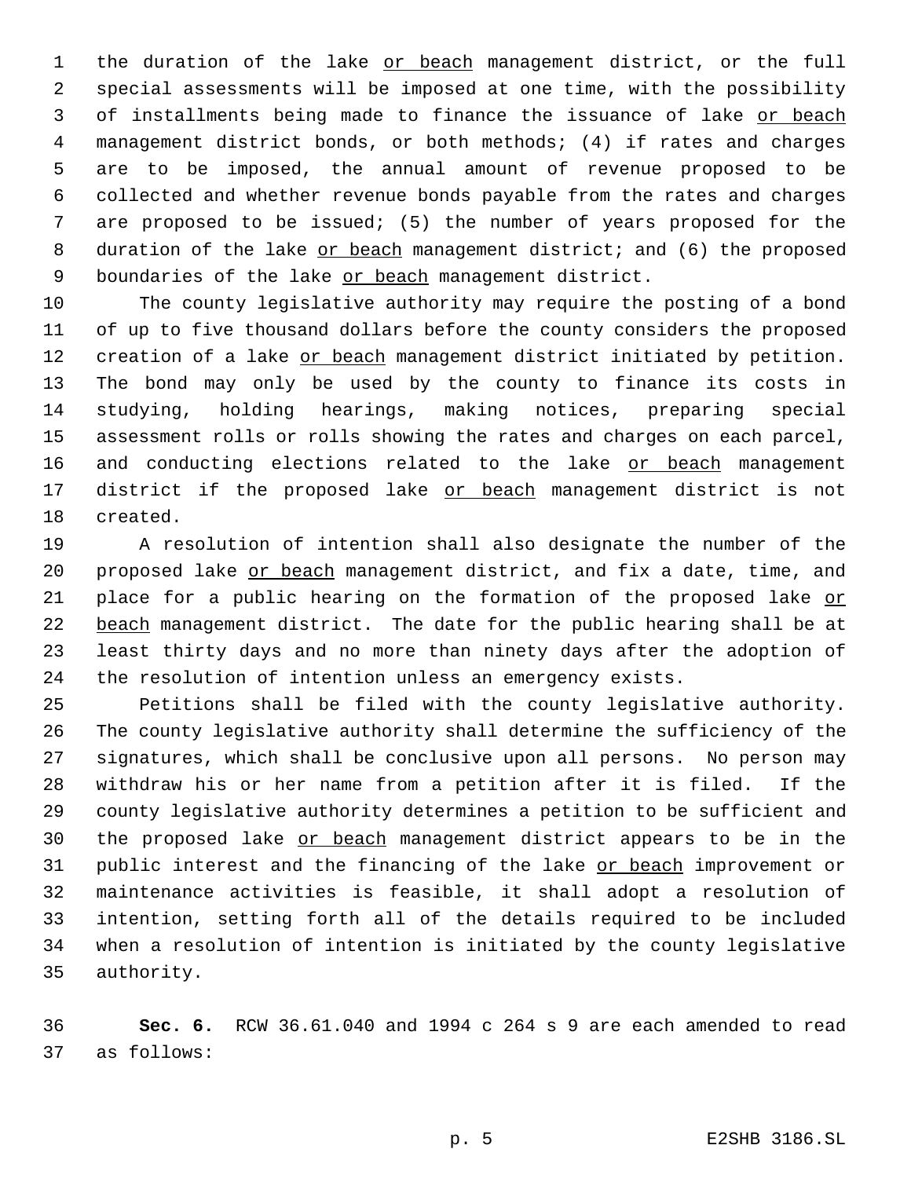the duration of the lake or beach management district, or the full special assessments will be imposed at one time, with the possibility of installments being made to finance the issuance of lake or beach management district bonds, or both methods; (4) if rates and charges are to be imposed, the annual amount of revenue proposed to be collected and whether revenue bonds payable from the rates and charges are proposed to be issued; (5) the number of years proposed for the duration of the lake or beach management district; and (6) the proposed boundaries of the lake or beach management district.

The county legislative authority may require the posting of a bond of up to five thousand dollars before the county considers the proposed creation of a lake or beach management district initiated by petition. The bond may only be used by the county to finance its costs in studying, holding hearings, making notices, preparing special assessment rolls or rolls showing the rates and charges on each parcel, and conducting elections related to the lake or beach management district if the proposed lake or beach management district is not created.

A resolution of intention shall also designate the number of the proposed lake or beach management district, and fix a date, time, and place for a public hearing on the formation of the proposed lake or beach management district. The date for the public hearing shall be at least thirty days and no more than ninety days after the adoption of the resolution of intention unless an emergency exists.

Petitions shall be filed with the county legislative authority. The county legislative authority shall determine the sufficiency of the signatures, which shall be conclusive upon all persons. No person may withdraw his or her name from a petition after it is filed. If the county legislative authority determines a petition to be sufficient and the proposed lake or beach management district appears to be in the public interest and the financing of the lake or beach improvement or maintenance activities is feasible, it shall adopt a resolution of intention, setting forth all of the details required to be included when a resolution of intention is initiated by the county legislative authority.

**Sec. 6.** RCW 36.61.040 and 1994 c 264 s 9 are each amended to read as follows: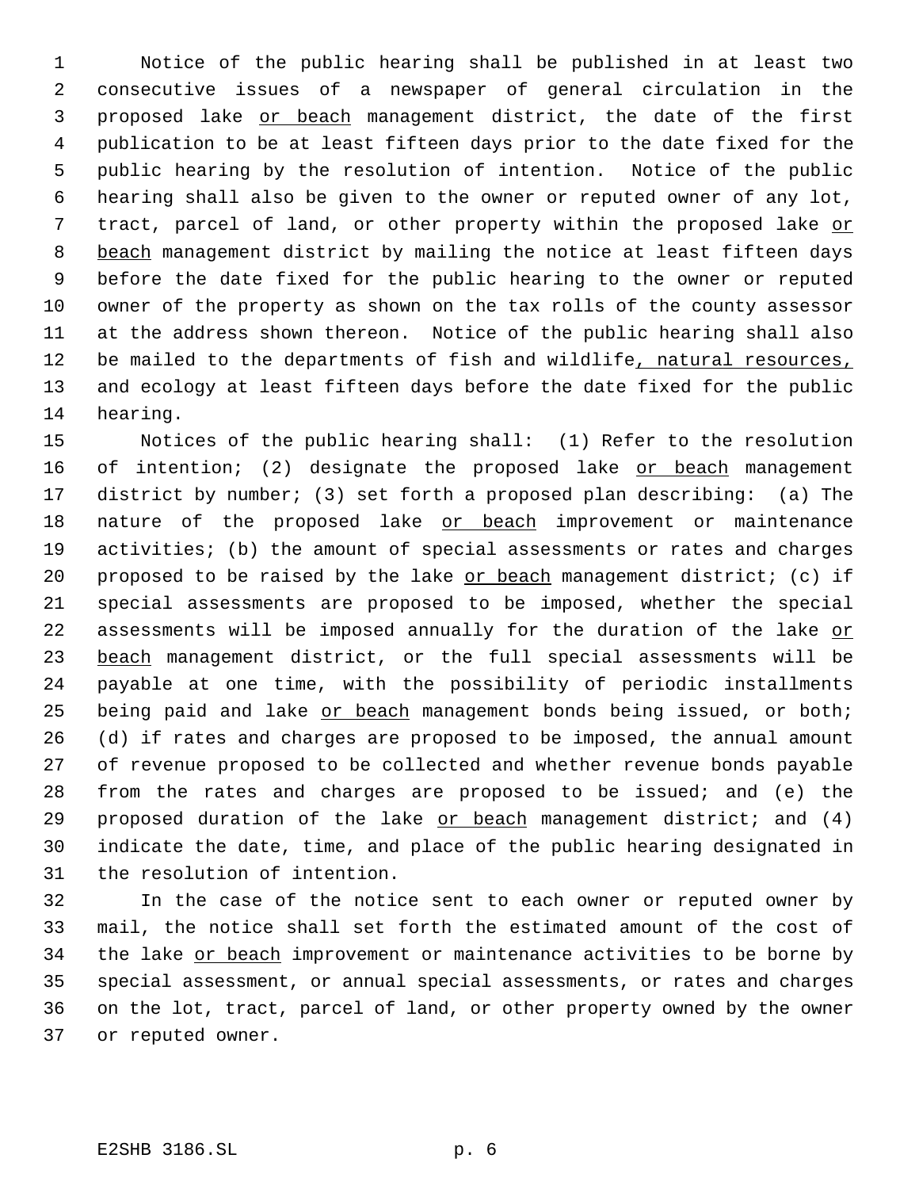Notice of the public hearing shall be published in at least two consecutive issues of a newspaper of general circulation in the proposed lake or beach management district, the date of the first publication to be at least fifteen days prior to the date fixed for the public hearing by the resolution of intention. Notice of the public hearing shall also be given to the owner or reputed owner of any lot, tract, parcel of land, or other property within the proposed lake or beach management district by mailing the notice at least fifteen days before the date fixed for the public hearing to the owner or reputed owner of the property as shown on the tax rolls of the county assessor at the address shown thereon. Notice of the public hearing shall also be mailed to the departments of fish and wildlife, natural resources, and ecology at least fifteen days before the date fixed for the public hearing.

Notices of the public hearing shall: (1) Refer to the resolution of intention; (2) designate the proposed lake or beach management district by number; (3) set forth a proposed plan describing: (a) The nature of the proposed lake or beach improvement or maintenance activities; (b) the amount of special assessments or rates and charges proposed to be raised by the lake or beach management district; (c) if special assessments are proposed to be imposed, whether the special assessments will be imposed annually for the duration of the lake or beach management district, or the full special assessments will be payable at one time, with the possibility of periodic installments being paid and lake or beach management bonds being issued, or both; (d) if rates and charges are proposed to be imposed, the annual amount of revenue proposed to be collected and whether revenue bonds payable from the rates and charges are proposed to be issued; and (e) the proposed duration of the lake or beach management district; and (4) indicate the date, time, and place of the public hearing designated in the resolution of intention.

In the case of the notice sent to each owner or reputed owner by mail, the notice shall set forth the estimated amount of the cost of the lake or beach improvement or maintenance activities to be borne by special assessment, or annual special assessments, or rates and charges on the lot, tract, parcel of land, or other property owned by the owner or reputed owner.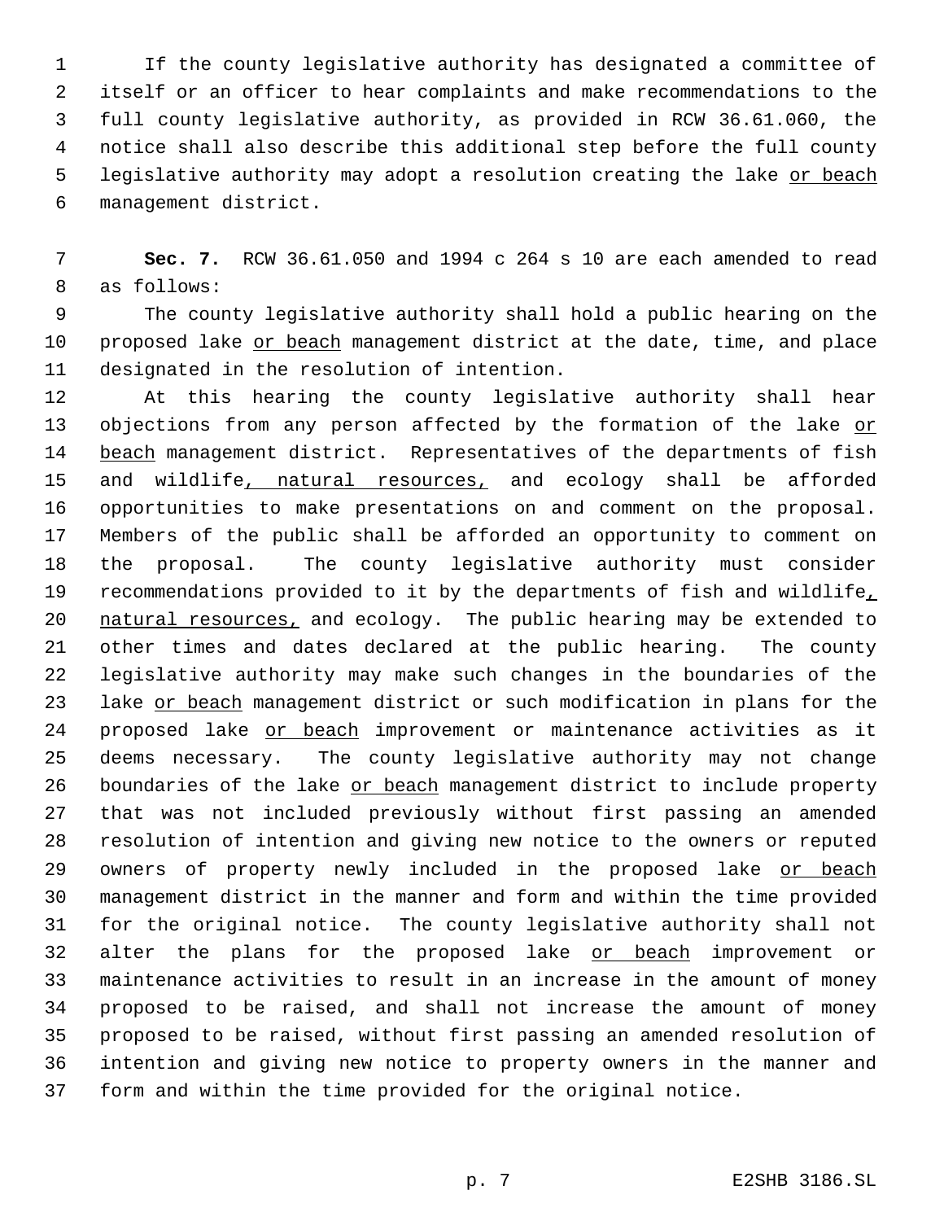If the county legislative authority has designated a committee of itself or an officer to hear complaints and make recommendations to the full county legislative authority, as provided in RCW 36.61.060, the notice shall also describe this additional step before the full county legislative authority may adopt a resolution creating the lake or beach management district.

**Sec. 7.** RCW 36.61.050 and 1994 c 264 s 10 are each amended to read as follows:

The county legislative authority shall hold a public hearing on the proposed lake or beach management district at the date, time, and place designated in the resolution of intention.

At this hearing the county legislative authority shall hear objections from any person affected by the formation of the lake or beach management district. Representatives of the departments of fish and wildlife, natural resources, and ecology shall be afforded opportunities to make presentations on and comment on the proposal. Members of the public shall be afforded an opportunity to comment on the proposal. The county legislative authority must consider recommendations provided to it by the departments of fish and wildlife, natural resources, and ecology. The public hearing may be extended to other times and dates declared at the public hearing. The county legislative authority may make such changes in the boundaries of the lake or beach management district or such modification in plans for the proposed lake or beach improvement or maintenance activities as it deems necessary. The county legislative authority may not change boundaries of the lake or beach management district to include property that was not included previously without first passing an amended resolution of intention and giving new notice to the owners or reputed owners of property newly included in the proposed lake or beach management district in the manner and form and within the time provided for the original notice. The county legislative authority shall not alter the plans for the proposed lake or beach improvement or maintenance activities to result in an increase in the amount of money proposed to be raised, and shall not increase the amount of money proposed to be raised, without first passing an amended resolution of intention and giving new notice to property owners in the manner and form and within the time provided for the original notice.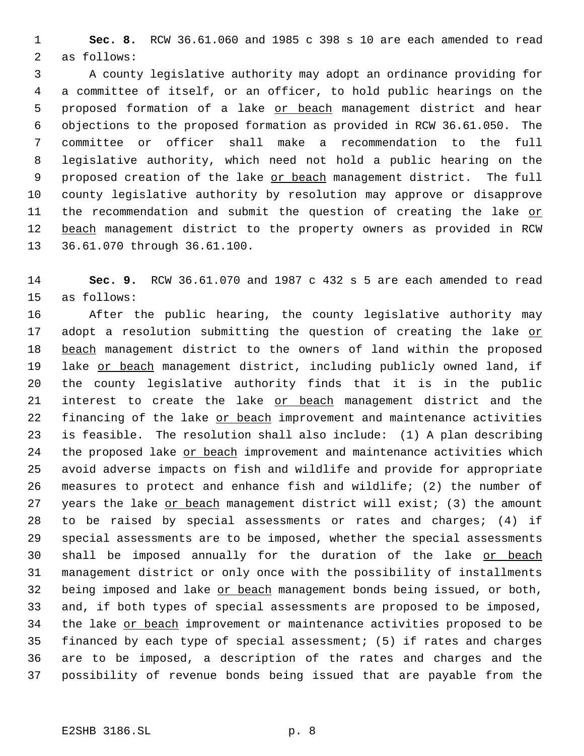**Sec. 8.** RCW 36.61.060 and 1985 c 398 s 10 are each amended to read as follows:

A county legislative authority may adopt an ordinance providing for a committee of itself, or an officer, to hold public hearings on the proposed formation of a lake <u>or beach</u> management district and hear objections to the proposed formation as provided in RCW 36.61.050. The committee or officer shall make a recommendation to the full legislative authority, which need not hold a public hearing on the proposed creation of the lake <u>or beach</u> management district. The full county legislative authority by resolution may approve or disapprove the recommendation and submit the question of creating the lake <u>or beach</u> management district to the property owners as provided in RCW 36.61.070 through 36.61.100.

**Sec. 9.** RCW 36.61.070 and 1987 c 432 s 5 are each amended to read as follows:

After the public hearing, the county legislative authority may adopt a resolution submitting the question of creating the lake <u>or beach</u> management district to the owners of land within the proposed lake <u>or beach</u> management district, including publicly owned land, if the county legislative authority finds that it is in the public interest to create the lake <u>or beach</u> management district and the financing of the lake <u>or beach</u> improvement and maintenance activities is feasible. The resolution shall also include: (1) A plan describing the proposed lake <u>or beach</u> improvement and maintenance activities which avoid adverse impacts on fish and wildlife and provide for appropriate measures to protect and enhance fish and wildlife; (2) the number of years the lake <u>or beach</u> management district will exist; (3) the amount to be raised by special assessments or rates and charges; (4) if special assessments are to be imposed, whether the special assessments shall be imposed annually for the duration of the lake <u>or beach</u> management district or only once with the possibility of installments being imposed and lake <u>or beach</u> management bonds being issued, or both, and, if both types of special assessments are proposed to be imposed, the lake <u>or beach</u> improvement or maintenance activities proposed to be financed by each type of special assessment; (5) if rates and charges are to be imposed, a description of the rates and charges and the possibility of revenue bonds being issued that are payable from the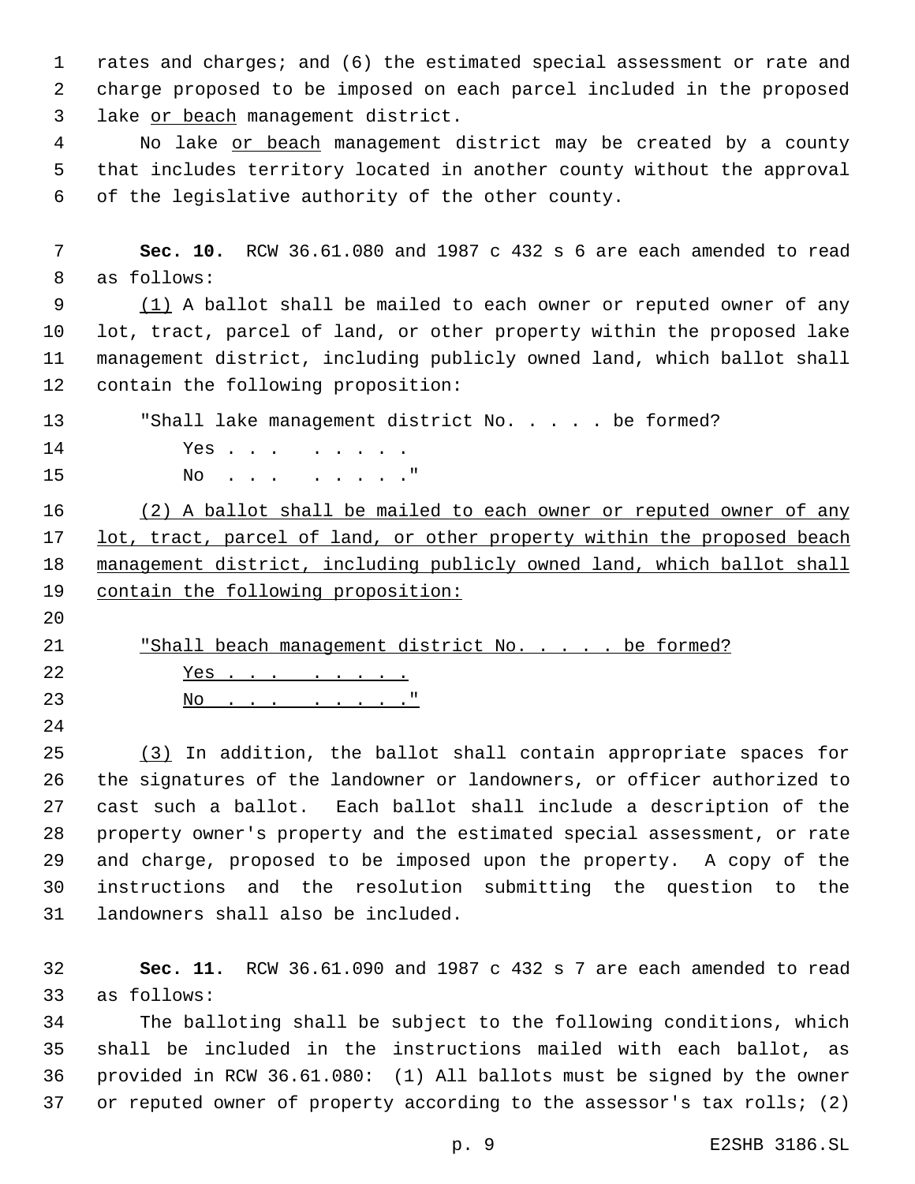rates and charges; and (6) the estimated special assessment or rate and charge proposed to be imposed on each parcel included in the proposed lake <u>or beach</u> management district.

No lake <u>or beach</u> management district may be created by a county that includes territory located in another county without the approval of the legislative authority of the other county.

**Sec. 10.** RCW 36.61.080 and 1987 c 432 s 6 are each amended to read as follows:

<u>(1)</u> A ballot shall be mailed to each owner or reputed owner of any lot, tract, parcel of land, or other property within the proposed lake management district, including publicly owned land, which ballot shall contain the following proposition:

"Shall lake management district No. . . . . be formed?

Yes . . .   . . . . .

No  . . .   . . . . ."

<u>(2) A ballot shall be mailed to each owner or reputed owner of any lot, tract, parcel of land, or other property within the proposed beach management district, including publicly owned land, which ballot shall contain the following proposition:</u>

<u>"Shall beach management district No. . . . . be formed?</u>

<u>Yes . . .   . . . . .</u>

<u>No  . . .   . . . . ."</u>

<u>(3)</u> In addition, the ballot shall contain appropriate spaces for the signatures of the landowner or landowners, or officer authorized to cast such a ballot. Each ballot shall include a description of the property owner's property and the estimated special assessment, or rate and charge, proposed to be imposed upon the property. A copy of the instructions and the resolution submitting the question to the landowners shall also be included.

**Sec. 11.** RCW 36.61.090 and 1987 c 432 s 7 are each amended to read as follows:

The balloting shall be subject to the following conditions, which shall be included in the instructions mailed with each ballot, as provided in RCW 36.61.080: (1) All ballots must be signed by the owner or reputed owner of property according to the assessor's tax rolls; (2)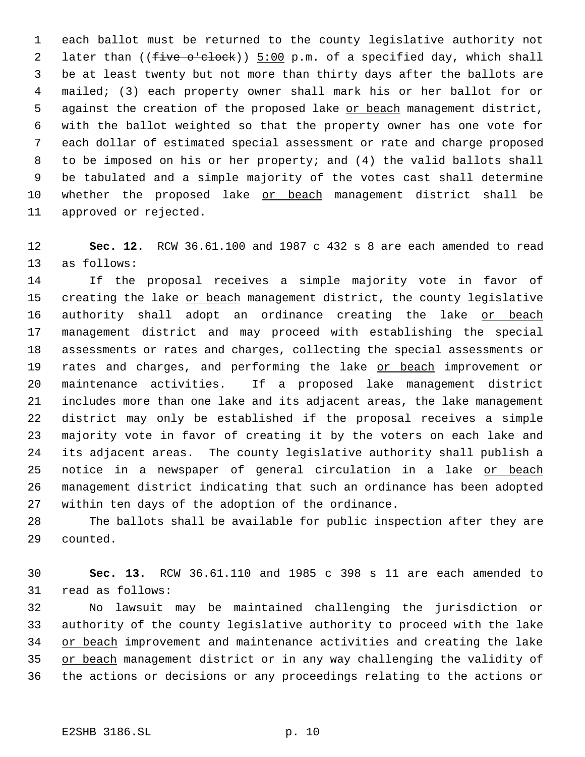each ballot must be returned to the county legislative authority not later than ((~~five o'clock~~)) <u>5:00</u> p.m. of a specified day, which shall be at least twenty but not more than thirty days after the ballots are mailed; (3) each property owner shall mark his or her ballot for or against the creation of the proposed lake <u>or beach</u> management district, with the ballot weighted so that the property owner has one vote for each dollar of estimated special assessment or rate and charge proposed to be imposed on his or her property; and (4) the valid ballots shall be tabulated and a simple majority of the votes cast shall determine whether the proposed lake <u>or beach</u> management district shall be approved or rejected.

**Sec. 12.** RCW 36.61.100 and 1987 c 432 s 8 are each amended to read as follows:

If the proposal receives a simple majority vote in favor of creating the lake <u>or beach</u> management district, the county legislative authority shall adopt an ordinance creating the lake <u>or beach</u> management district and may proceed with establishing the special assessments or rates and charges, collecting the special assessments or rates and charges, and performing the lake <u>or beach</u> improvement or maintenance activities. If a proposed lake management district includes more than one lake and its adjacent areas, the lake management district may only be established if the proposal receives a simple majority vote in favor of creating it by the voters on each lake and its adjacent areas. The county legislative authority shall publish a notice in a newspaper of general circulation in a lake <u>or beach</u> management district indicating that such an ordinance has been adopted within ten days of the adoption of the ordinance.

The ballots shall be available for public inspection after they are counted.

**Sec. 13.** RCW 36.61.110 and 1985 c 398 s 11 are each amended to read as follows:

No lawsuit may be maintained challenging the jurisdiction or authority of the county legislative authority to proceed with the lake <u>or beach</u> improvement and maintenance activities and creating the lake <u>or beach</u> management district or in any way challenging the validity of the actions or decisions or any proceedings relating to the actions or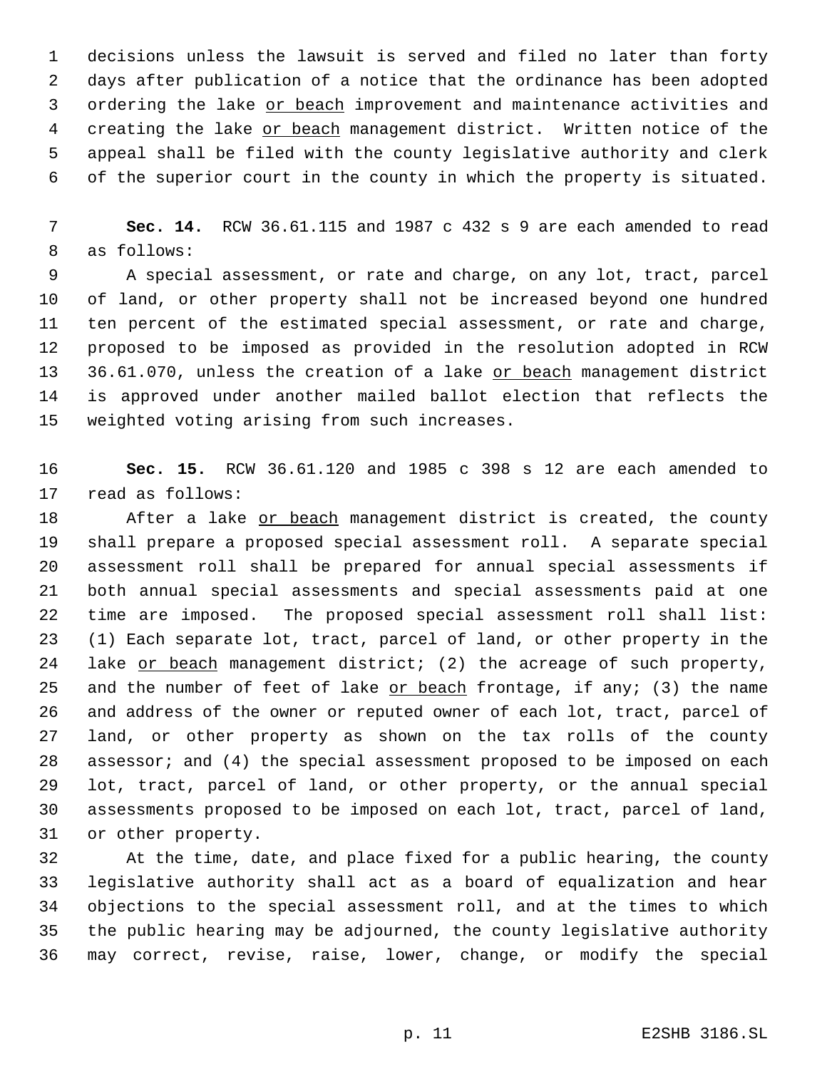decisions unless the lawsuit is served and filed no later than forty days after publication of a notice that the ordinance has been adopted ordering the lake <u>or beach</u> improvement and maintenance activities and creating the lake <u>or beach</u> management district. Written notice of the appeal shall be filed with the county legislative authority and clerk of the superior court in the county in which the property is situated.

**Sec. 14.** RCW 36.61.115 and 1987 c 432 s 9 are each amended to read as follows:

A special assessment, or rate and charge, on any lot, tract, parcel of land, or other property shall not be increased beyond one hundred ten percent of the estimated special assessment, or rate and charge, proposed to be imposed as provided in the resolution adopted in RCW 36.61.070, unless the creation of a lake <u>or beach</u> management district is approved under another mailed ballot election that reflects the weighted voting arising from such increases.

**Sec. 15.** RCW 36.61.120 and 1985 c 398 s 12 are each amended to read as follows:

After a lake <u>or beach</u> management district is created, the county shall prepare a proposed special assessment roll. A separate special assessment roll shall be prepared for annual special assessments if both annual special assessments and special assessments paid at one time are imposed. The proposed special assessment roll shall list: (1) Each separate lot, tract, parcel of land, or other property in the lake <u>or beach</u> management district; (2) the acreage of such property, and the number of feet of lake <u>or beach</u> frontage, if any; (3) the name and address of the owner or reputed owner of each lot, tract, parcel of land, or other property as shown on the tax rolls of the county assessor; and (4) the special assessment proposed to be imposed on each lot, tract, parcel of land, or other property, or the annual special assessments proposed to be imposed on each lot, tract, parcel of land, or other property.

At the time, date, and place fixed for a public hearing, the county legislative authority shall act as a board of equalization and hear objections to the special assessment roll, and at the times to which the public hearing may be adjourned, the county legislative authority may correct, revise, raise, lower, change, or modify the special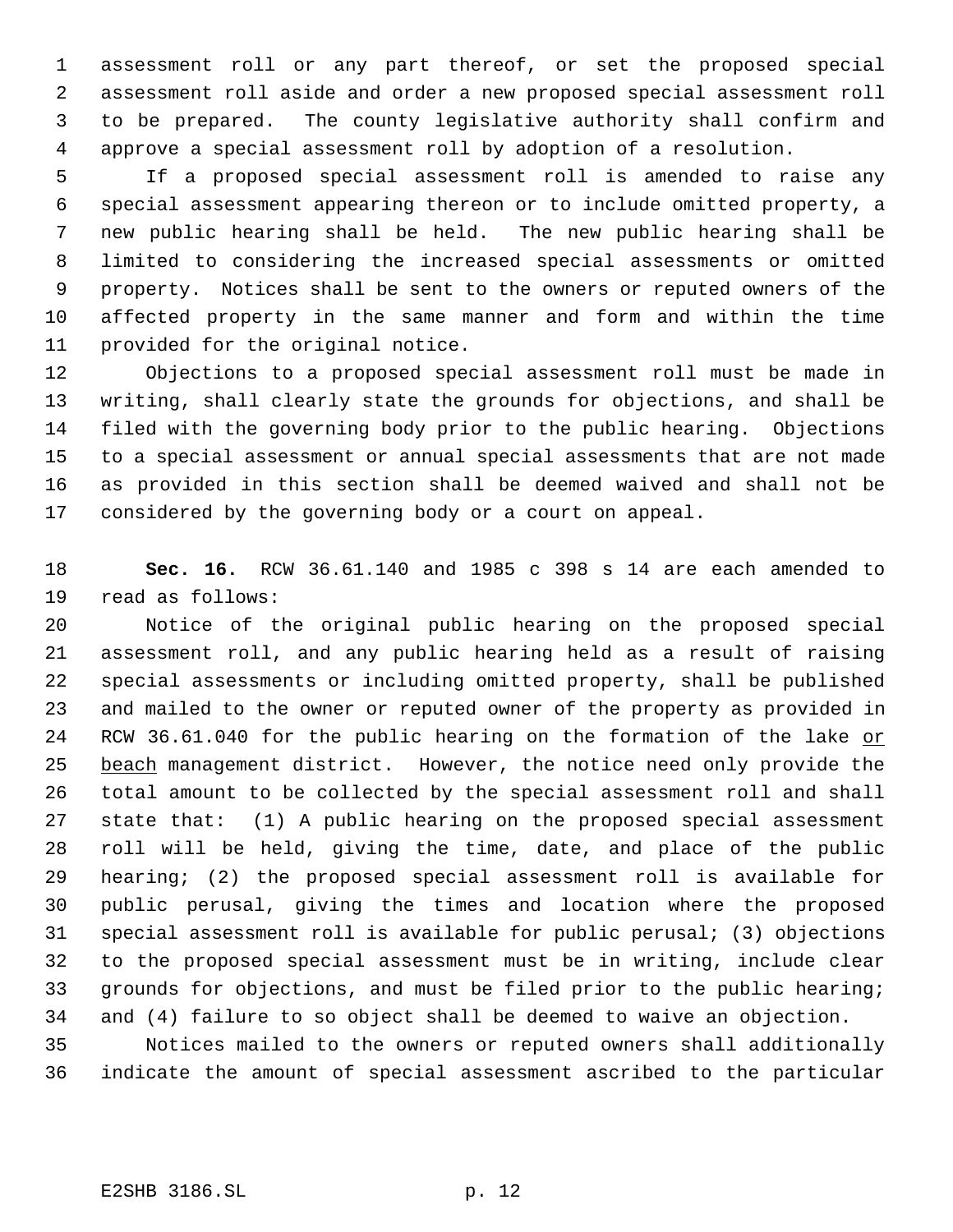assessment roll or any part thereof, or set the proposed special assessment roll aside and order a new proposed special assessment roll to be prepared. The county legislative authority shall confirm and approve a special assessment roll by adoption of a resolution.

If a proposed special assessment roll is amended to raise any special assessment appearing thereon or to include omitted property, a new public hearing shall be held. The new public hearing shall be limited to considering the increased special assessments or omitted property. Notices shall be sent to the owners or reputed owners of the affected property in the same manner and form and within the time provided for the original notice.

Objections to a proposed special assessment roll must be made in writing, shall clearly state the grounds for objections, and shall be filed with the governing body prior to the public hearing. Objections to a special assessment or annual special assessments that are not made as provided in this section shall be deemed waived and shall not be considered by the governing body or a court on appeal.

**Sec. 16.** RCW 36.61.140 and 1985 c 398 s 14 are each amended to read as follows:

Notice of the original public hearing on the proposed special assessment roll, and any public hearing held as a result of raising special assessments or including omitted property, shall be published and mailed to the owner or reputed owner of the property as provided in RCW 36.61.040 for the public hearing on the formation of the lake <u>or beach</u> management district. However, the notice need only provide the total amount to be collected by the special assessment roll and shall state that: (1) A public hearing on the proposed special assessment roll will be held, giving the time, date, and place of the public hearing; (2) the proposed special assessment roll is available for public perusal, giving the times and location where the proposed special assessment roll is available for public perusal; (3) objections to the proposed special assessment must be in writing, include clear grounds for objections, and must be filed prior to the public hearing; and (4) failure to so object shall be deemed to waive an objection.

Notices mailed to the owners or reputed owners shall additionally indicate the amount of special assessment ascribed to the particular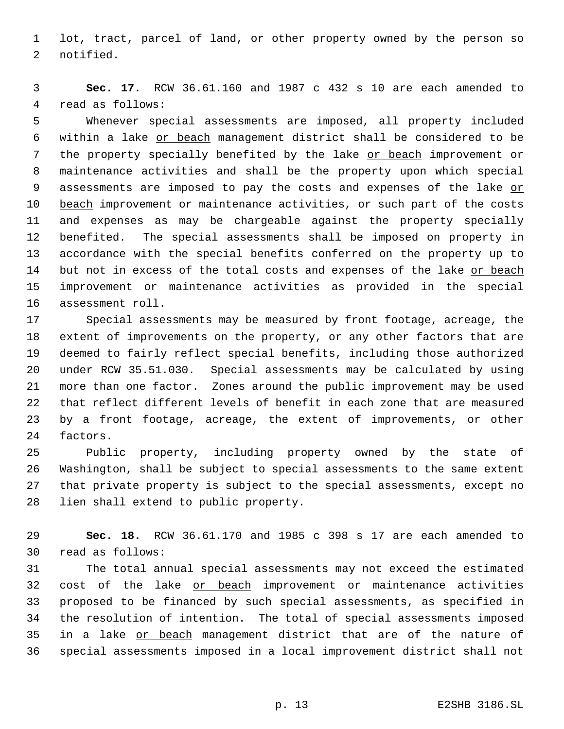lot, tract, parcel of land, or other property owned by the person so notified.

**Sec. 17.** RCW 36.61.160 and 1987 c 432 s 10 are each amended to read as follows:

Whenever special assessments are imposed, all property included within a lake or beach management district shall be considered to be the property specially benefited by the lake or beach improvement or maintenance activities and shall be the property upon which special assessments are imposed to pay the costs and expenses of the lake or beach improvement or maintenance activities, or such part of the costs and expenses as may be chargeable against the property specially benefited. The special assessments shall be imposed on property in accordance with the special benefits conferred on the property up to but not in excess of the total costs and expenses of the lake or beach improvement or maintenance activities as provided in the special assessment roll.

Special assessments may be measured by front footage, acreage, the extent of improvements on the property, or any other factors that are deemed to fairly reflect special benefits, including those authorized under RCW 35.51.030. Special assessments may be calculated by using more than one factor. Zones around the public improvement may be used that reflect different levels of benefit in each zone that are measured by a front footage, acreage, the extent of improvements, or other factors.

Public property, including property owned by the state of Washington, shall be subject to special assessments to the same extent that private property is subject to the special assessments, except no lien shall extend to public property.

**Sec. 18.** RCW 36.61.170 and 1985 c 398 s 17 are each amended to read as follows:

The total annual special assessments may not exceed the estimated cost of the lake or beach improvement or maintenance activities proposed to be financed by such special assessments, as specified in the resolution of intention. The total of special assessments imposed in a lake or beach management district that are of the nature of special assessments imposed in a local improvement district shall not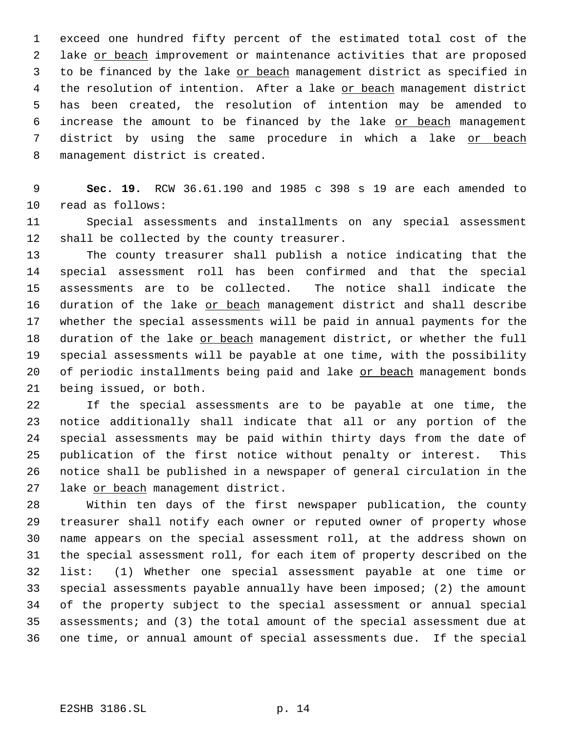exceed one hundred fifty percent of the estimated total cost of the lake <u>or beach</u> improvement or maintenance activities that are proposed to be financed by the lake <u>or beach</u> management district as specified in the resolution of intention. After a lake <u>or beach</u> management district has been created, the resolution of intention may be amended to increase the amount to be financed by the lake <u>or beach</u> management district by using the same procedure in which a lake <u>or beach</u> management district is created.

**Sec. 19.** RCW 36.61.190 and 1985 c 398 s 19 are each amended to read as follows:

Special assessments and installments on any special assessment shall be collected by the county treasurer.

The county treasurer shall publish a notice indicating that the special assessment roll has been confirmed and that the special assessments are to be collected. The notice shall indicate the duration of the lake <u>or beach</u> management district and shall describe whether the special assessments will be paid in annual payments for the duration of the lake <u>or beach</u> management district, or whether the full special assessments will be payable at one time, with the possibility of periodic installments being paid and lake <u>or beach</u> management bonds being issued, or both.

If the special assessments are to be payable at one time, the notice additionally shall indicate that all or any portion of the special assessments may be paid within thirty days from the date of publication of the first notice without penalty or interest. This notice shall be published in a newspaper of general circulation in the lake <u>or beach</u> management district.

Within ten days of the first newspaper publication, the county treasurer shall notify each owner or reputed owner of property whose name appears on the special assessment roll, at the address shown on the special assessment roll, for each item of property described on the list: (1) Whether one special assessment payable at one time or special assessments payable annually have been imposed; (2) the amount of the property subject to the special assessment or annual special assessments; and (3) the total amount of the special assessment due at one time, or annual amount of special assessments due. If the special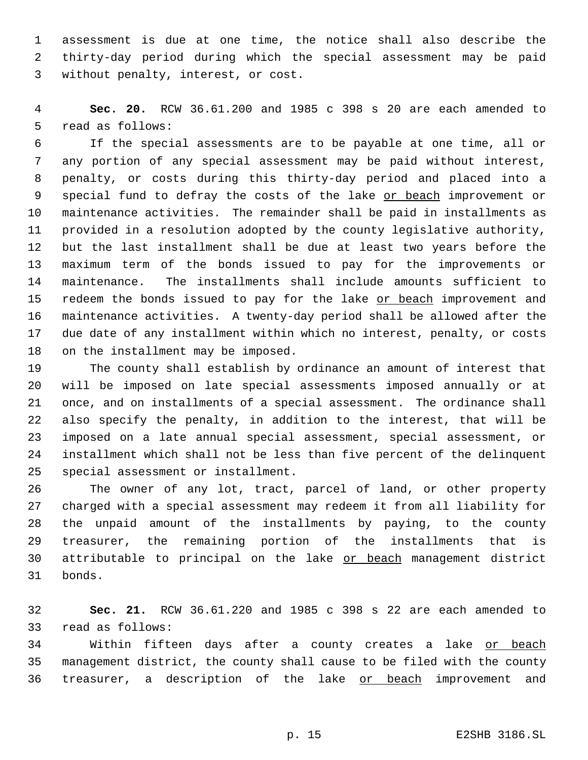assessment is due at one time, the notice shall also describe the thirty-day period during which the special assessment may be paid without penalty, interest, or cost.

**Sec. 20.** RCW 36.61.200 and 1985 c 398 s 20 are each amended to read as follows:

If the special assessments are to be payable at one time, all or any portion of any special assessment may be paid without interest, penalty, or costs during this thirty-day period and placed into a special fund to defray the costs of the lake <u>or beach</u> improvement or maintenance activities. The remainder shall be paid in installments as provided in a resolution adopted by the county legislative authority, but the last installment shall be due at least two years before the maximum term of the bonds issued to pay for the improvements or maintenance. The installments shall include amounts sufficient to redeem the bonds issued to pay for the lake <u>or beach</u> improvement and maintenance activities. A twenty-day period shall be allowed after the due date of any installment within which no interest, penalty, or costs on the installment may be imposed.

The county shall establish by ordinance an amount of interest that will be imposed on late special assessments imposed annually or at once, and on installments of a special assessment. The ordinance shall also specify the penalty, in addition to the interest, that will be imposed on a late annual special assessment, special assessment, or installment which shall not be less than five percent of the delinquent special assessment or installment.

The owner of any lot, tract, parcel of land, or other property charged with a special assessment may redeem it from all liability for the unpaid amount of the installments by paying, to the county treasurer, the remaining portion of the installments that is attributable to principal on the lake <u>or beach</u> management district bonds.

**Sec. 21.** RCW 36.61.220 and 1985 c 398 s 22 are each amended to read as follows:

Within fifteen days after a county creates a lake <u>or beach</u> management district, the county shall cause to be filed with the county treasurer, a description of the lake <u>or beach</u> improvement and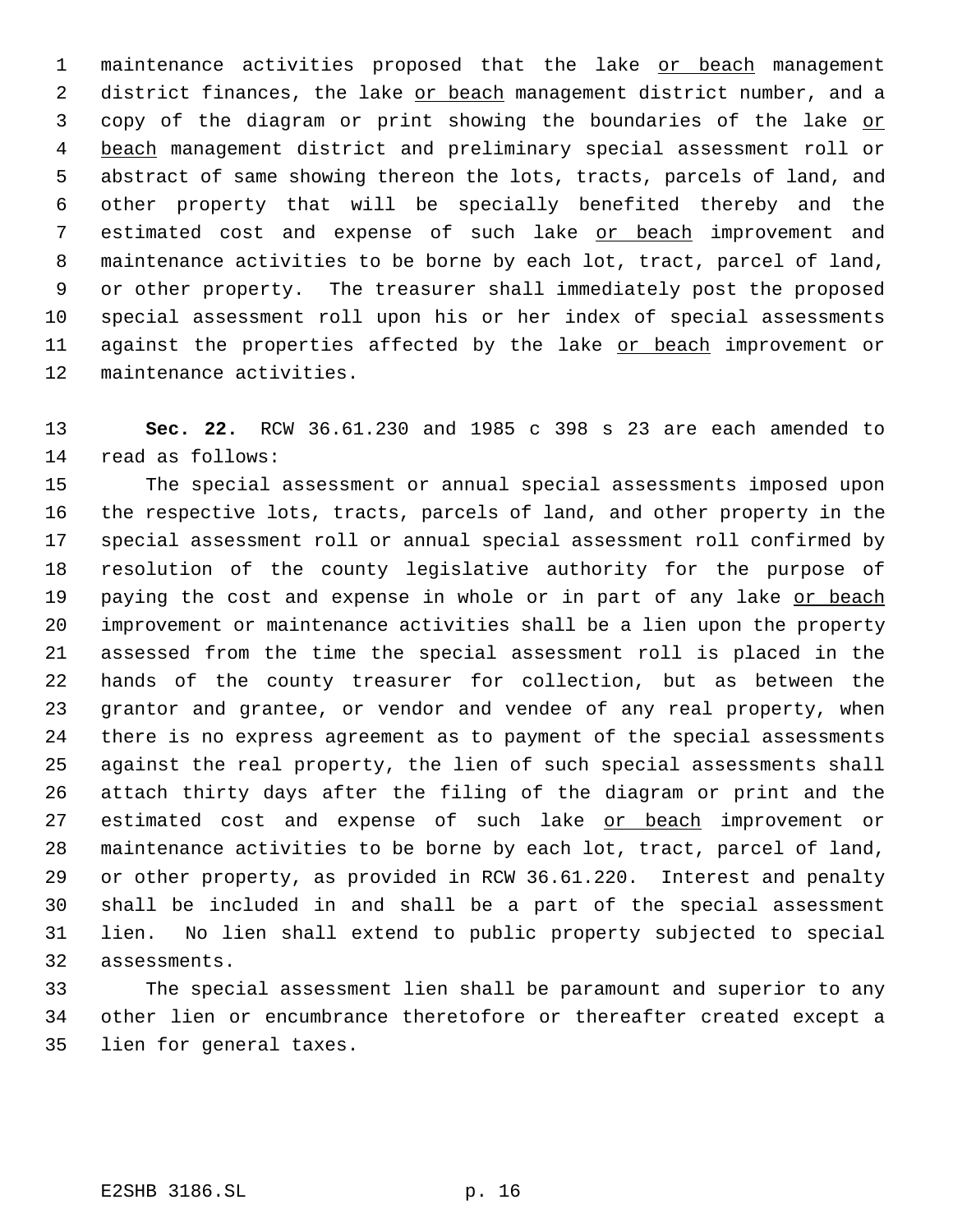maintenance activities proposed that the lake <u>or beach</u> management district finances, the lake <u>or beach</u> management district number, and a copy of the diagram or print showing the boundaries of the lake <u>or beach</u> management district and preliminary special assessment roll or abstract of same showing thereon the lots, tracts, parcels of land, and other property that will be specially benefited thereby and the estimated cost and expense of such lake <u>or beach</u> improvement and maintenance activities to be borne by each lot, tract, parcel of land, or other property. The treasurer shall immediately post the proposed special assessment roll upon his or her index of special assessments against the properties affected by the lake <u>or beach</u> improvement or maintenance activities.

**Sec. 22.** RCW 36.61.230 and 1985 c 398 s 23 are each amended to read as follows:

The special assessment or annual special assessments imposed upon the respective lots, tracts, parcels of land, and other property in the special assessment roll or annual special assessment roll confirmed by resolution of the county legislative authority for the purpose of paying the cost and expense in whole or in part of any lake <u>or beach</u> improvement or maintenance activities shall be a lien upon the property assessed from the time the special assessment roll is placed in the hands of the county treasurer for collection, but as between the grantor and grantee, or vendor and vendee of any real property, when there is no express agreement as to payment of the special assessments against the real property, the lien of such special assessments shall attach thirty days after the filing of the diagram or print and the estimated cost and expense of such lake <u>or beach</u> improvement or maintenance activities to be borne by each lot, tract, parcel of land, or other property, as provided in RCW 36.61.220. Interest and penalty shall be included in and shall be a part of the special assessment lien. No lien shall extend to public property subjected to special assessments.

The special assessment lien shall be paramount and superior to any other lien or encumbrance theretofore or thereafter created except a lien for general taxes.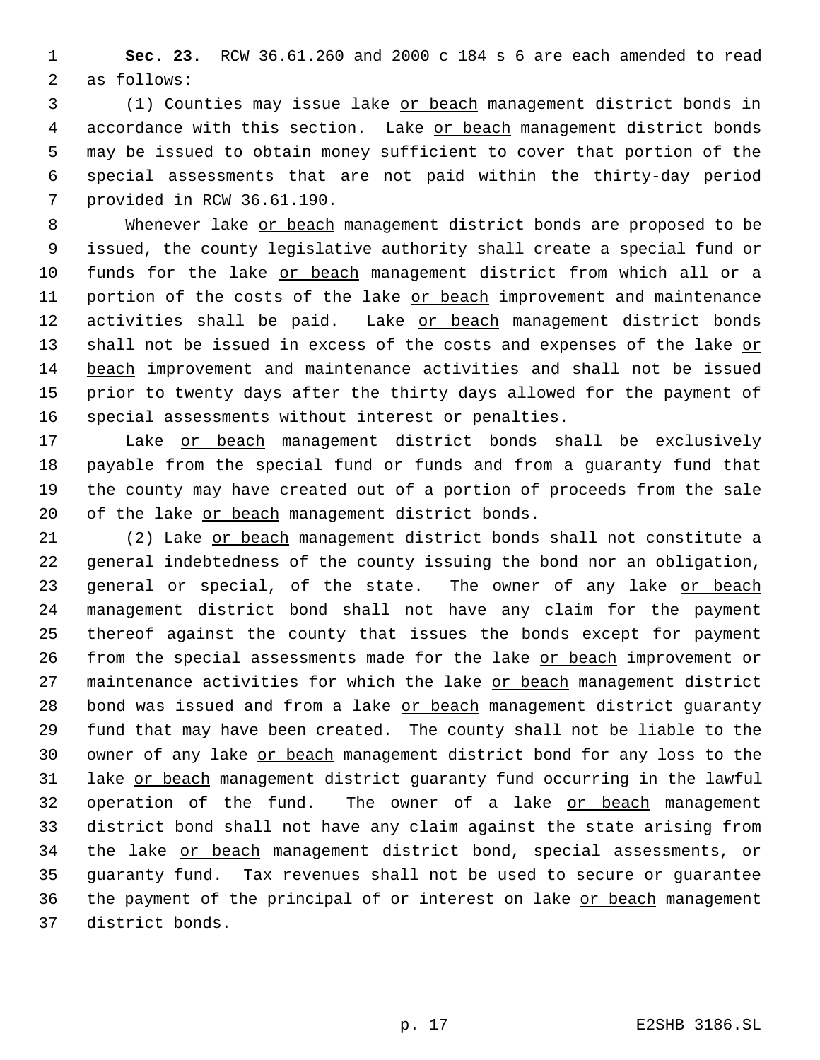**Sec. 23.** RCW 36.61.260 and 2000 c 184 s 6 are each amended to read as follows:

(1) Counties may issue lake <u>or beach</u> management district bonds in accordance with this section. Lake <u>or beach</u> management district bonds may be issued to obtain money sufficient to cover that portion of the special assessments that are not paid within the thirty-day period provided in RCW 36.61.190.

Whenever lake <u>or beach</u> management district bonds are proposed to be issued, the county legislative authority shall create a special fund or funds for the lake <u>or beach</u> management district from which all or a portion of the costs of the lake <u>or beach</u> improvement and maintenance activities shall be paid. Lake <u>or beach</u> management district bonds shall not be issued in excess of the costs and expenses of the lake <u>or beach</u> improvement and maintenance activities and shall not be issued prior to twenty days after the thirty days allowed for the payment of special assessments without interest or penalties.

Lake <u>or beach</u> management district bonds shall be exclusively payable from the special fund or funds and from a guaranty fund that the county may have created out of a portion of proceeds from the sale of the lake <u>or beach</u> management district bonds.

(2) Lake <u>or beach</u> management district bonds shall not constitute a general indebtedness of the county issuing the bond nor an obligation, general or special, of the state. The owner of any lake <u>or beach</u> management district bond shall not have any claim for the payment thereof against the county that issues the bonds except for payment from the special assessments made for the lake <u>or beach</u> improvement or maintenance activities for which the lake <u>or beach</u> management district bond was issued and from a lake <u>or beach</u> management district guaranty fund that may have been created. The county shall not be liable to the owner of any lake <u>or beach</u> management district bond for any loss to the lake <u>or beach</u> management district guaranty fund occurring in the lawful operation of the fund. The owner of a lake <u>or beach</u> management district bond shall not have any claim against the state arising from the lake <u>or beach</u> management district bond, special assessments, or guaranty fund. Tax revenues shall not be used to secure or guarantee the payment of the principal of or interest on lake <u>or beach</u> management district bonds.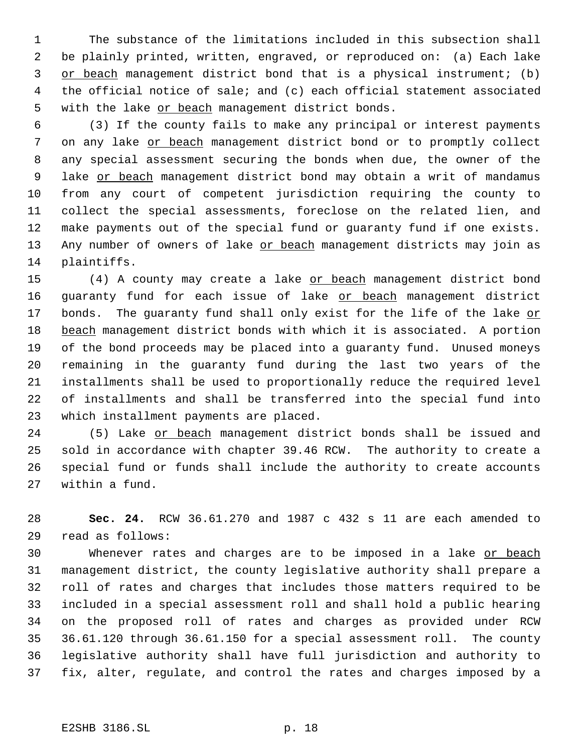The substance of the limitations included in this subsection shall be plainly printed, written, engraved, or reproduced on: (a) Each lake or beach management district bond that is a physical instrument; (b) the official notice of sale; and (c) each official statement associated with the lake or beach management district bonds.

(3) If the county fails to make any principal or interest payments on any lake or beach management district bond or to promptly collect any special assessment securing the bonds when due, the owner of the lake or beach management district bond may obtain a writ of mandamus from any court of competent jurisdiction requiring the county to collect the special assessments, foreclose on the related lien, and make payments out of the special fund or guaranty fund if one exists. Any number of owners of lake or beach management districts may join as plaintiffs.

(4) A county may create a lake or beach management district bond guaranty fund for each issue of lake or beach management district bonds. The guaranty fund shall only exist for the life of the lake or beach management district bonds with which it is associated. A portion of the bond proceeds may be placed into a guaranty fund. Unused moneys remaining in the guaranty fund during the last two years of the installments shall be used to proportionally reduce the required level of installments and shall be transferred into the special fund into which installment payments are placed.

(5) Lake or beach management district bonds shall be issued and sold in accordance with chapter 39.46 RCW. The authority to create a special fund or funds shall include the authority to create accounts within a fund.

**Sec. 24.** RCW 36.61.270 and 1987 c 432 s 11 are each amended to read as follows:

Whenever rates and charges are to be imposed in a lake or beach management district, the county legislative authority shall prepare a roll of rates and charges that includes those matters required to be included in a special assessment roll and shall hold a public hearing on the proposed roll of rates and charges as provided under RCW 36.61.120 through 36.61.150 for a special assessment roll. The county legislative authority shall have full jurisdiction and authority to fix, alter, regulate, and control the rates and charges imposed by a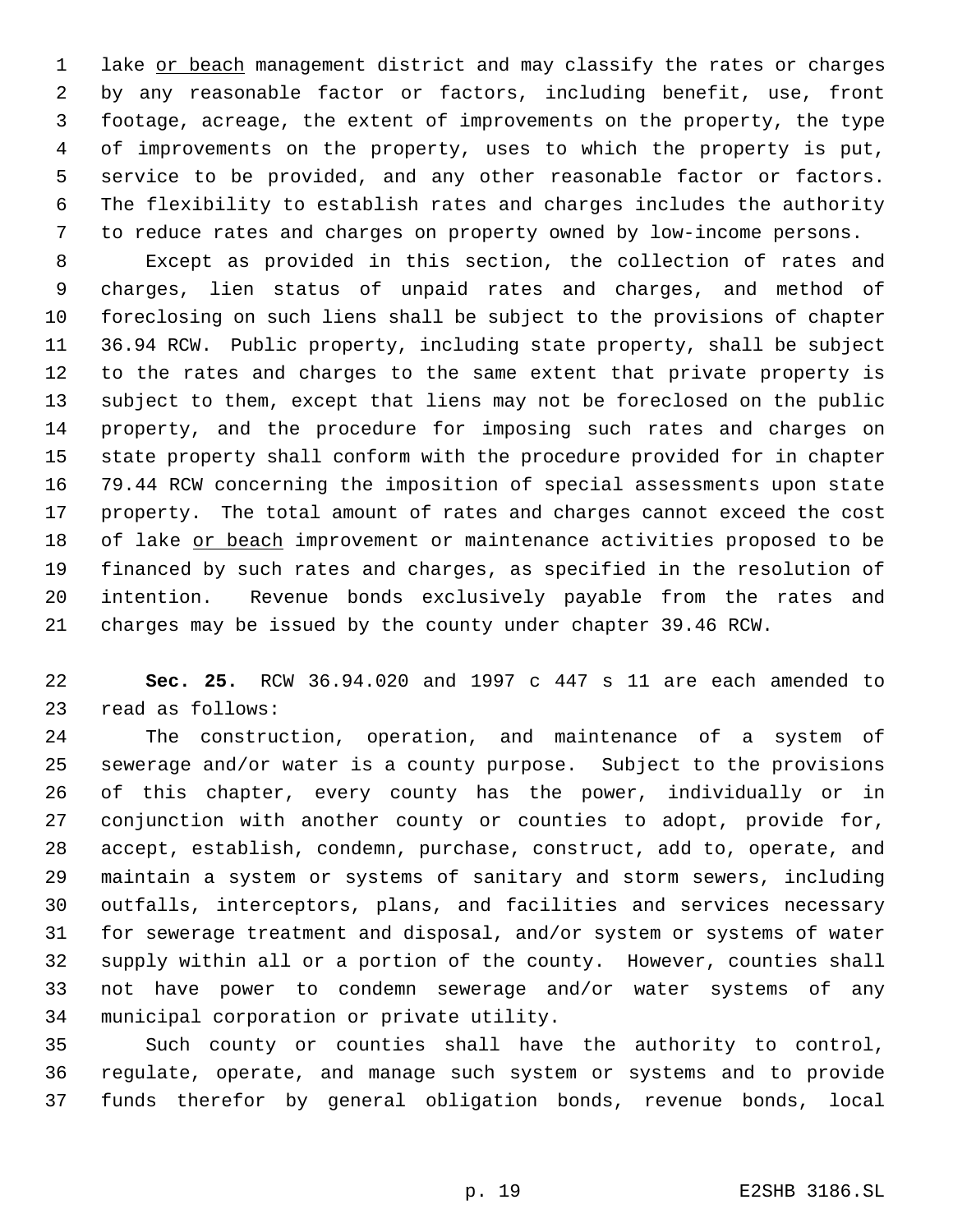lake <u>or beach</u> management district and may classify the rates or charges by any reasonable factor or factors, including benefit, use, front footage, acreage, the extent of improvements on the property, the type of improvements on the property, uses to which the property is put, service to be provided, and any other reasonable factor or factors. The flexibility to establish rates and charges includes the authority to reduce rates and charges on property owned by low-income persons.

Except as provided in this section, the collection of rates and charges, lien status of unpaid rates and charges, and method of foreclosing on such liens shall be subject to the provisions of chapter 36.94 RCW. Public property, including state property, shall be subject to the rates and charges to the same extent that private property is subject to them, except that liens may not be foreclosed on the public property, and the procedure for imposing such rates and charges on state property shall conform with the procedure provided for in chapter 79.44 RCW concerning the imposition of special assessments upon state property. The total amount of rates and charges cannot exceed the cost of lake <u>or beach</u> improvement or maintenance activities proposed to be financed by such rates and charges, as specified in the resolution of intention. Revenue bonds exclusively payable from the rates and charges may be issued by the county under chapter 39.46 RCW.

**Sec. 25.** RCW 36.94.020 and 1997 c 447 s 11 are each amended to read as follows:

The construction, operation, and maintenance of a system of sewerage and/or water is a county purpose. Subject to the provisions of this chapter, every county has the power, individually or in conjunction with another county or counties to adopt, provide for, accept, establish, condemn, purchase, construct, add to, operate, and maintain a system or systems of sanitary and storm sewers, including outfalls, interceptors, plans, and facilities and services necessary for sewerage treatment and disposal, and/or system or systems of water supply within all or a portion of the county. However, counties shall not have power to condemn sewerage and/or water systems of any municipal corporation or private utility.

Such county or counties shall have the authority to control, regulate, operate, and manage such system or systems and to provide funds therefor by general obligation bonds, revenue bonds, local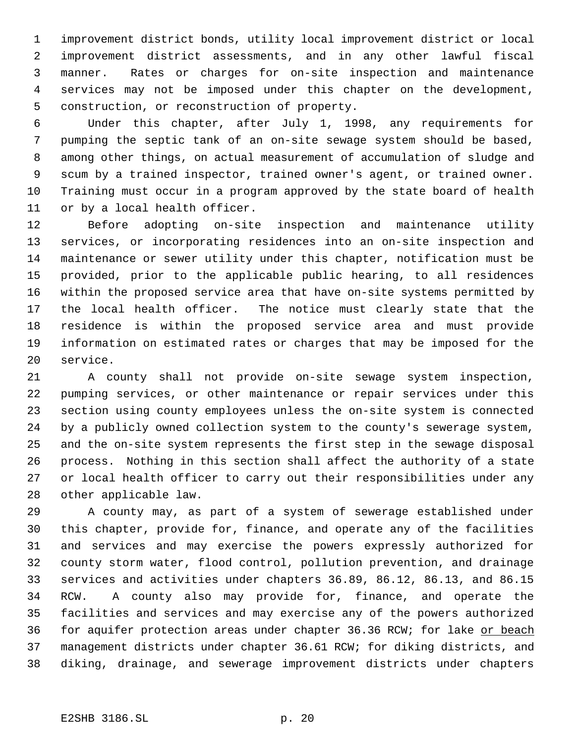improvement district bonds, utility local improvement district or local improvement district assessments, and in any other lawful fiscal manner. Rates or charges for on-site inspection and maintenance services may not be imposed under this chapter on the development, construction, or reconstruction of property.

Under this chapter, after July 1, 1998, any requirements for pumping the septic tank of an on-site sewage system should be based, among other things, on actual measurement of accumulation of sludge and scum by a trained inspector, trained owner's agent, or trained owner. Training must occur in a program approved by the state board of health or by a local health officer.

Before adopting on-site inspection and maintenance utility services, or incorporating residences into an on-site inspection and maintenance or sewer utility under this chapter, notification must be provided, prior to the applicable public hearing, to all residences within the proposed service area that have on-site systems permitted by the local health officer. The notice must clearly state that the residence is within the proposed service area and must provide information on estimated rates or charges that may be imposed for the service.

A county shall not provide on-site sewage system inspection, pumping services, or other maintenance or repair services under this section using county employees unless the on-site system is connected by a publicly owned collection system to the county's sewerage system, and the on-site system represents the first step in the sewage disposal process. Nothing in this section shall affect the authority of a state or local health officer to carry out their responsibilities under any other applicable law.

A county may, as part of a system of sewerage established under this chapter, provide for, finance, and operate any of the facilities and services and may exercise the powers expressly authorized for county storm water, flood control, pollution prevention, and drainage services and activities under chapters 36.89, 86.12, 86.13, and 86.15 RCW. A county also may provide for, finance, and operate the facilities and services and may exercise any of the powers authorized for aquifer protection areas under chapter 36.36 RCW; for lake <u>or beach</u> management districts under chapter 36.61 RCW; for diking districts, and diking, drainage, and sewerage improvement districts under chapters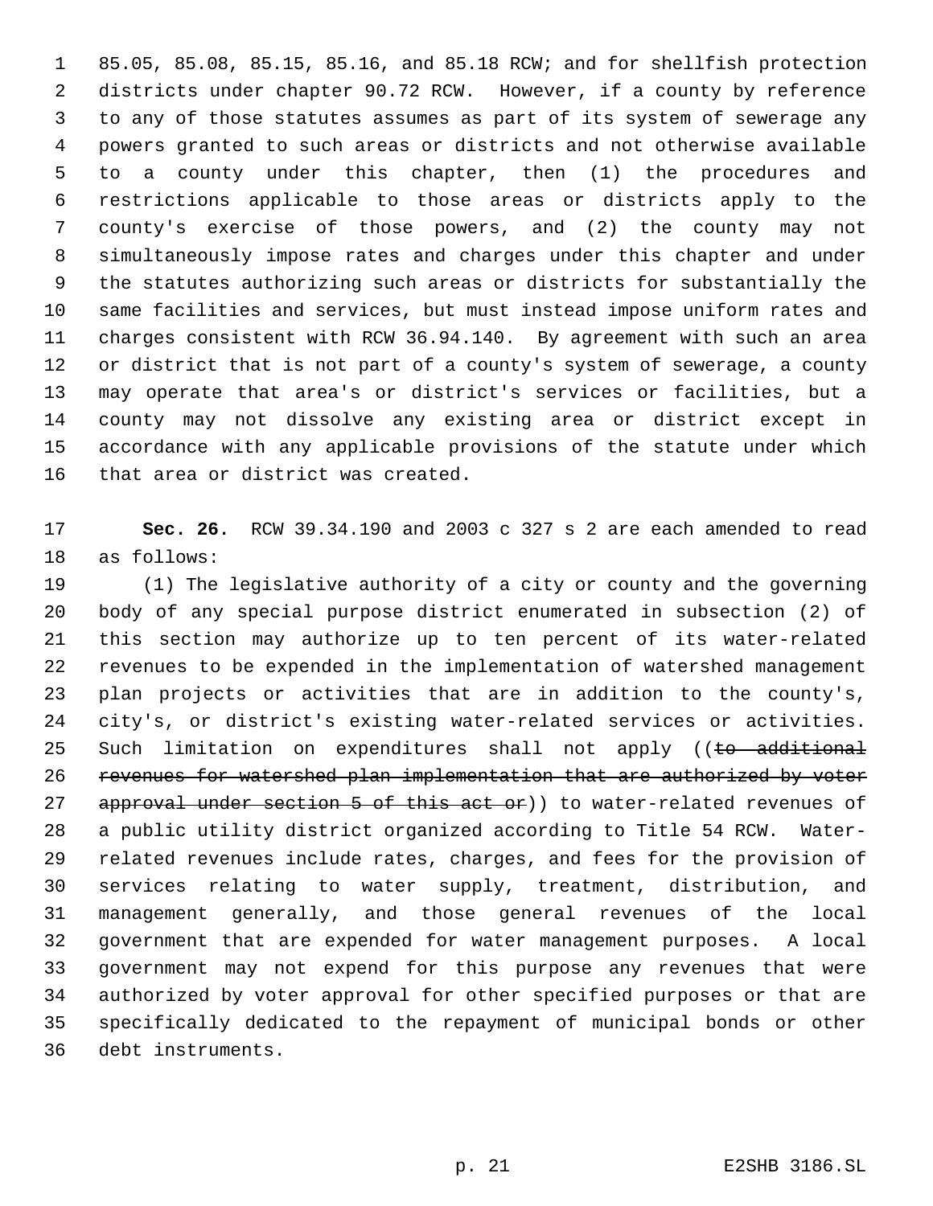85.05, 85.08, 85.15, 85.16, and 85.18 RCW; and for shellfish protection districts under chapter 90.72 RCW. However, if a county by reference to any of those statutes assumes as part of its system of sewerage any powers granted to such areas or districts and not otherwise available to a county under this chapter, then (1) the procedures and restrictions applicable to those areas or districts apply to the county's exercise of those powers, and (2) the county may not simultaneously impose rates and charges under this chapter and under the statutes authorizing such areas or districts for substantially the same facilities and services, but must instead impose uniform rates and charges consistent with RCW 36.94.140. By agreement with such an area or district that is not part of a county's system of sewerage, a county may operate that area's or district's services or facilities, but a county may not dissolve any existing area or district except in accordance with any applicable provisions of the statute under which that area or district was created.

**Sec. 26.** RCW 39.34.190 and 2003 c 327 s 2 are each amended to read as follows:

(1) The legislative authority of a city or county and the governing body of any special purpose district enumerated in subsection (2) of this section may authorize up to ten percent of its water-related revenues to be expended in the implementation of watershed management plan projects or activities that are in addition to the county's, city's, or district's existing water-related services or activities. Such limitation on expenditures shall not apply ((~~to additional revenues for watershed plan implementation that are authorized by voter approval under section 5 of this act or~~)) to water-related revenues of a public utility district organized according to Title 54 RCW. Water-related revenues include rates, charges, and fees for the provision of services relating to water supply, treatment, distribution, and management generally, and those general revenues of the local government that are expended for water management purposes. A local government may not expend for this purpose any revenues that were authorized by voter approval for other specified purposes or that are specifically dedicated to the repayment of municipal bonds or other debt instruments.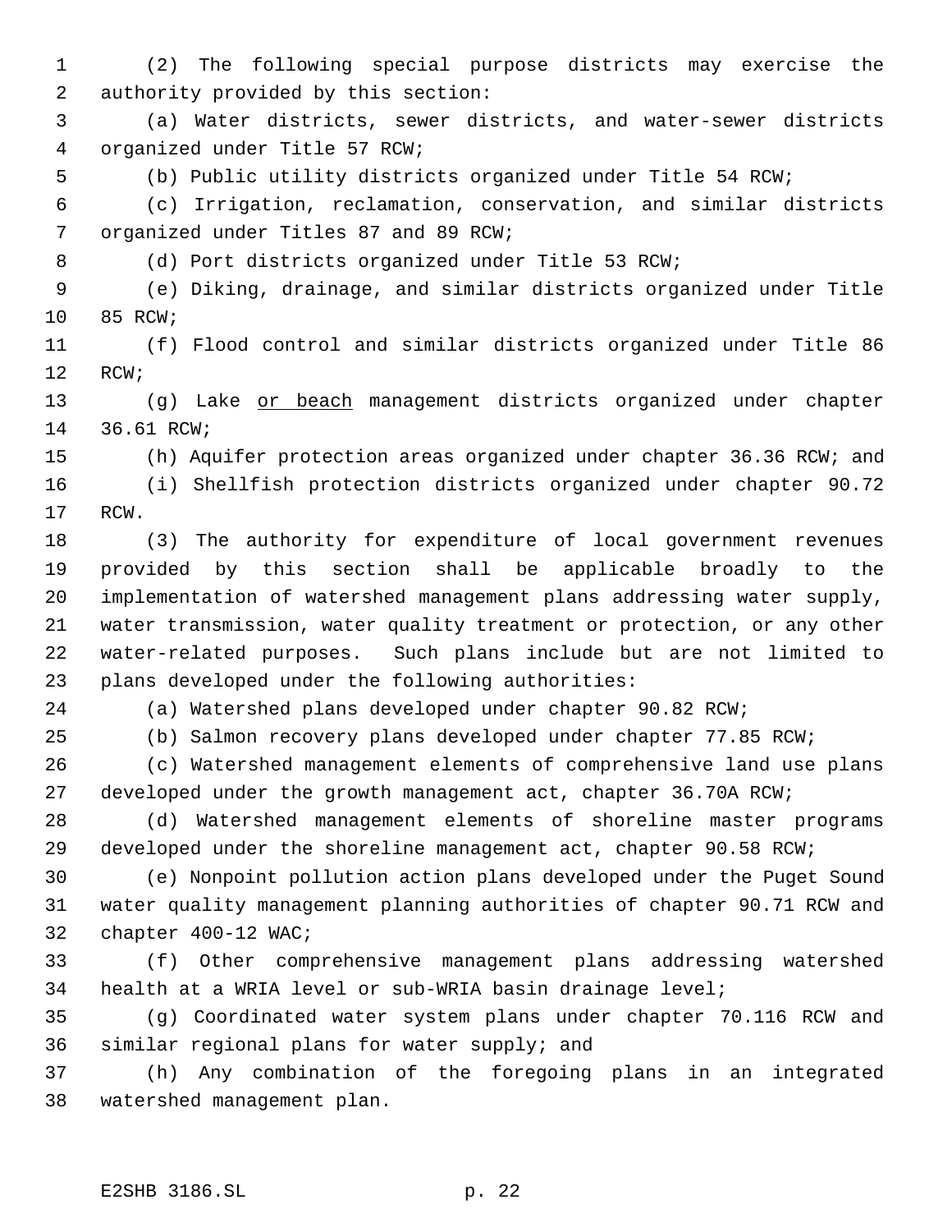(2) The following special purpose districts may exercise the authority provided by this section:

(a) Water districts, sewer districts, and water-sewer districts organized under Title 57 RCW;

(b) Public utility districts organized under Title 54 RCW;

(c) Irrigation, reclamation, conservation, and similar districts organized under Titles 87 and 89 RCW;

(d) Port districts organized under Title 53 RCW;

(e) Diking, drainage, and similar districts organized under Title 85 RCW;

(f) Flood control and similar districts organized under Title 86 RCW;

(g) Lake <u>or beach</u> management districts organized under chapter 36.61 RCW;

(h) Aquifer protection areas organized under chapter 36.36 RCW; and

(i) Shellfish protection districts organized under chapter 90.72 RCW.

(3) The authority for expenditure of local government revenues provided by this section shall be applicable broadly to the implementation of watershed management plans addressing water supply, water transmission, water quality treatment or protection, or any other water-related purposes. Such plans include but are not limited to plans developed under the following authorities:

(a) Watershed plans developed under chapter 90.82 RCW;

(b) Salmon recovery plans developed under chapter 77.85 RCW;

(c) Watershed management elements of comprehensive land use plans developed under the growth management act, chapter 36.70A RCW;

(d) Watershed management elements of shoreline master programs developed under the shoreline management act, chapter 90.58 RCW;

(e) Nonpoint pollution action plans developed under the Puget Sound water quality management planning authorities of chapter 90.71 RCW and chapter 400-12 WAC;

(f) Other comprehensive management plans addressing watershed health at a WRIA level or sub-WRIA basin drainage level;

(g) Coordinated water system plans under chapter 70.116 RCW and similar regional plans for water supply; and

(h) Any combination of the foregoing plans in an integrated watershed management plan.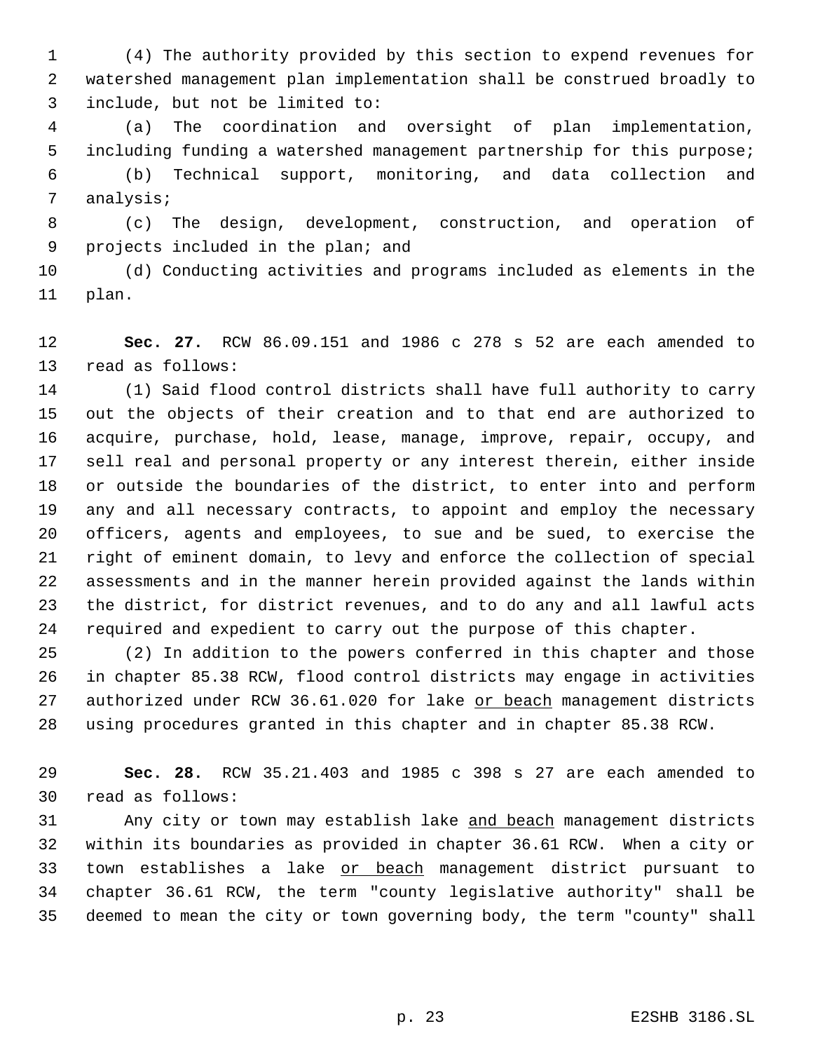(4) The authority provided by this section to expend revenues for watershed management plan implementation shall be construed broadly to include, but not be limited to:

(a) The coordination and oversight of plan implementation, including funding a watershed management partnership for this purpose;

(b) Technical support, monitoring, and data collection and analysis;

(c) The design, development, construction, and operation of projects included in the plan; and

(d) Conducting activities and programs included as elements in the plan.

**Sec. 27.** RCW 86.09.151 and 1986 c 278 s 52 are each amended to read as follows:

(1) Said flood control districts shall have full authority to carry out the objects of their creation and to that end are authorized to acquire, purchase, hold, lease, manage, improve, repair, occupy, and sell real and personal property or any interest therein, either inside or outside the boundaries of the district, to enter into and perform any and all necessary contracts, to appoint and employ the necessary officers, agents and employees, to sue and be sued, to exercise the right of eminent domain, to levy and enforce the collection of special assessments and in the manner herein provided against the lands within the district, for district revenues, and to do any and all lawful acts required and expedient to carry out the purpose of this chapter.

(2) In addition to the powers conferred in this chapter and those in chapter 85.38 RCW, flood control districts may engage in activities authorized under RCW 36.61.020 for lake <u>or beach</u> management districts using procedures granted in this chapter and in chapter 85.38 RCW.

**Sec. 28.** RCW 35.21.403 and 1985 c 398 s 27 are each amended to read as follows:

Any city or town may establish lake <u>and beach</u> management districts within its boundaries as provided in chapter 36.61 RCW. When a city or town establishes a lake <u>or beach</u> management district pursuant to chapter 36.61 RCW, the term "county legislative authority" shall be deemed to mean the city or town governing body, the term "county" shall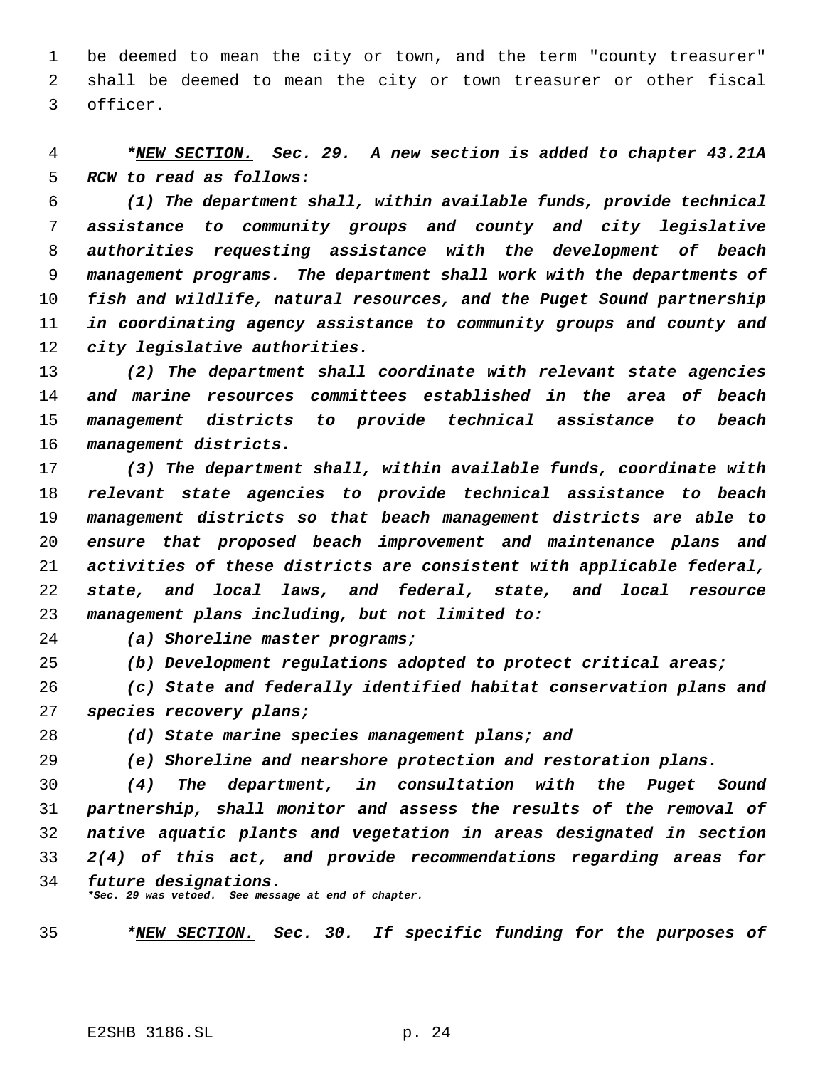be deemed to mean the city or town, and the term "county treasurer" shall be deemed to mean the city or town treasurer or other fiscal officer.

*\*NEW SECTION. Sec. 29. A new section is added to chapter 43.21A RCW to read as follows:*

*(1) The department shall, within available funds, provide technical assistance to community groups and county and city legislative authorities requesting assistance with the development of beach management programs. The department shall work with the departments of fish and wildlife, natural resources, and the Puget Sound partnership in coordinating agency assistance to community groups and county and city legislative authorities.*

*(2) The department shall coordinate with relevant state agencies and marine resources committees established in the area of beach management districts to provide technical assistance to beach management districts.*

*(3) The department shall, within available funds, coordinate with relevant state agencies to provide technical assistance to beach management districts so that beach management districts are able to ensure that proposed beach improvement and maintenance plans and activities of these districts are consistent with applicable federal, state, and local laws, and federal, state, and local resource management plans including, but not limited to:*

*(a) Shoreline master programs;*

*(b) Development regulations adopted to protect critical areas;*

*(c) State and federally identified habitat conservation plans and species recovery plans;*

*(d) State marine species management plans; and*

*(e) Shoreline and nearshore protection and restoration plans.*

*(4) The department, in consultation with the Puget Sound partnership, shall monitor and assess the results of the removal of native aquatic plants and vegetation in areas designated in section 2(4) of this act, and provide recommendations regarding areas for future designations.*

*\*Sec. 29 was vetoed. See message at end of chapter.*

*\*NEW SECTION. Sec. 30. If specific funding for the purposes of*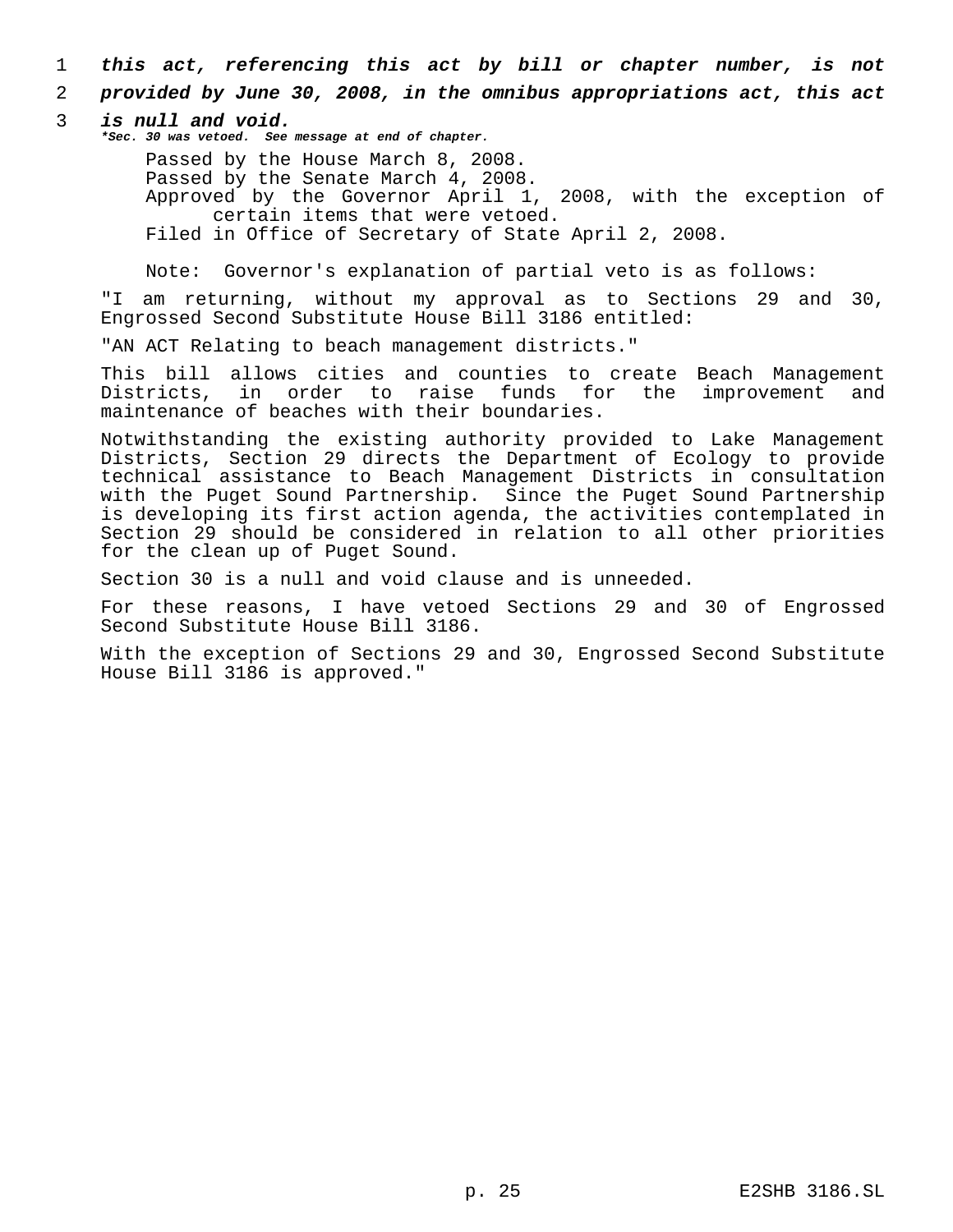***this act, referencing this act by bill or chapter number, is not provided by June 30, 2008, in the omnibus appropriations act, this act is null and void.***

****Sec. 30 was vetoed. See message at end of chapter.***

Passed by the House March 8, 2008.
Passed by the Senate March 4, 2008.
Approved by the Governor April 1, 2008, with the exception of certain items that were vetoed.
Filed in Office of Secretary of State April 2, 2008.

Note: Governor's explanation of partial veto is as follows:

"I am returning, without my approval as to Sections 29 and 30, Engrossed Second Substitute House Bill 3186 entitled:

"AN ACT Relating to beach management districts."

This bill allows cities and counties to create Beach Management Districts, in order to raise funds for the improvement and maintenance of beaches with their boundaries.

Notwithstanding the existing authority provided to Lake Management Districts, Section 29 directs the Department of Ecology to provide technical assistance to Beach Management Districts in consultation with the Puget Sound Partnership. Since the Puget Sound Partnership is developing its first action agenda, the activities contemplated in Section 29 should be considered in relation to all other priorities for the clean up of Puget Sound.

Section 30 is a null and void clause and is unneeded.

For these reasons, I have vetoed Sections 29 and 30 of Engrossed Second Substitute House Bill 3186.

With the exception of Sections 29 and 30, Engrossed Second Substitute House Bill 3186 is approved."